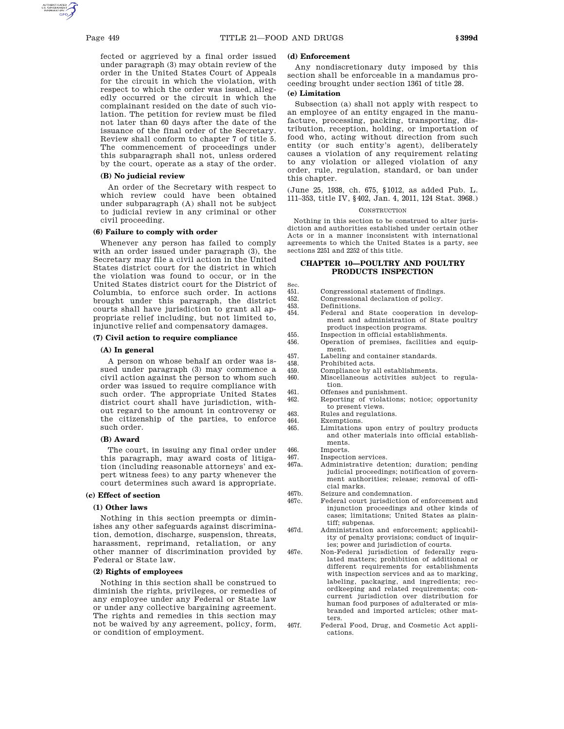fected or aggrieved by a final order issued under paragraph (3) may obtain review of the order in the United States Court of Appeals for the circuit in which the violation, with respect to which the order was issued, allegedly occurred or the circuit in which the complainant resided on the date of such violation. The petition for review must be filed not later than 60 days after the date of the issuance of the final order of the Secretary. Review shall conform to chapter 7 of title 5. The commencement of proceedings under this subparagraph shall not, unless ordered by the court, operate as a stay of the order.

**(B) No judicial review**

An order of the Secretary with respect to which review could have been obtained under subparagraph (A) shall not be subject to judicial review in any criminal or other civil proceeding.

**(6) Failure to comply with order**

Whenever any person has failed to comply with an order issued under paragraph (3), the Secretary may file a civil action in the United States district court for the district in which the violation was found to occur, or in the United States district court for the District of Columbia, to enforce such order. In actions brought under this paragraph, the district courts shall have jurisdiction to grant all appropriate relief including, but not limited to, injunctive relief and compensatory damages.

**(7) Civil action to require compliance**

**(A) In general**

A person on whose behalf an order was issued under paragraph (3) may commence a civil action against the person to whom such order was issued to require compliance with such order. The appropriate United States district court shall have jurisdiction, without regard to the amount in controversy or the citizenship of the parties, to enforce such order.

**(B) Award**

The court, in issuing any final order under this paragraph, may award costs of litigation (including reasonable attorneys' and expert witness fees) to any party whenever the court determines such award is appropriate.

**(c) Effect of section**

**(1) Other laws**

Nothing in this section preempts or diminishes any other safeguards against discrimination, demotion, discharge, suspension, threats, harassment, reprimand, retaliation, or any other manner of discrimination provided by Federal or State law.

**(2) Rights of employees**

Nothing in this section shall be construed to diminish the rights, privileges, or remedies of any employee under any Federal or State law or under any collective bargaining agreement. The rights and remedies in this section may not be waived by any agreement, policy, form, or condition of employment.

**(d) Enforcement**

Any nondiscretionary duty imposed by this section shall be enforceable in a mandamus proceeding brought under section 1361 of title 28.

**(e) Limitation**

Subsection (a) shall not apply with respect to an employee of an entity engaged in the manufacture, processing, packing, transporting, distribution, reception, holding, or importation of food who, acting without direction from such entity (or such entity's agent), deliberately causes a violation of any requirement relating to any violation or alleged violation of any order, rule, regulation, standard, or ban under this chapter.

(June 25, 1938, ch. 675, §1012, as added Pub. L. 111–353, title IV, §402, Jan. 4, 2011, 124 Stat. 3968.)

CONSTRUCTION

Nothing in this section to be construed to alter jurisdiction and authorities established under certain other Acts or in a manner inconsistent with international agreements to which the United States is a party, see sections 2251 and 2252 of this title.

## CHAPTER 10—POULTRY AND POULTRY PRODUCTS INSPECTION

| Sec. | |
|---|---|
| 451. | Congressional statement of findings. |
| 452. | Congressional declaration of policy. |
| 453. | Definitions. |
| 454. | Federal and State cooperation in development and administration of State poultry product inspection programs. |
| 455. | Inspection in official establishments. |
| 456. | Operation of premises, facilities and equipment. |
| 457. | Labeling and container standards. |
| 458. | Prohibited acts. |
| 459. | Compliance by all establishments. |
| 460. | Miscellaneous activities subject to regulation. |
| 461. | Offenses and punishment. |
| 462. | Reporting of violations; notice; opportunity to present views. |
| 463. | Rules and regulations. |
| 464. | Exemptions. |
| 465. | Limitations upon entry of poultry products and other materials into official establishments. |
| 466. | Imports. |
| 467. | Inspection services. |
| 467a. | Administrative detention; duration; pending judicial proceedings; notification of government authorities; release; removal of official marks. |
| 467b. | Seizure and condemnation. |
| 467c. | Federal court jurisdiction of enforcement and injunction proceedings and other kinds of cases; limitations; United States as plaintiff; subpenas. |
| 467d. | Administration and enforcement; applicability of penalty provisions; conduct of inquiries; power and jurisdiction of courts. |
| 467e. | Non-Federal jurisdiction of federally regulated matters; prohibition of additional or different requirements for establishments with inspection services and as to marking, labeling, packaging, and ingredients; recordkeeping and related requirements; concurrent jurisdiction over distribution for human food purposes of adulterated or misbranded and imported articles; other matters. |
| 467f. | Federal Food, Drug, and Cosmetic Act applications. |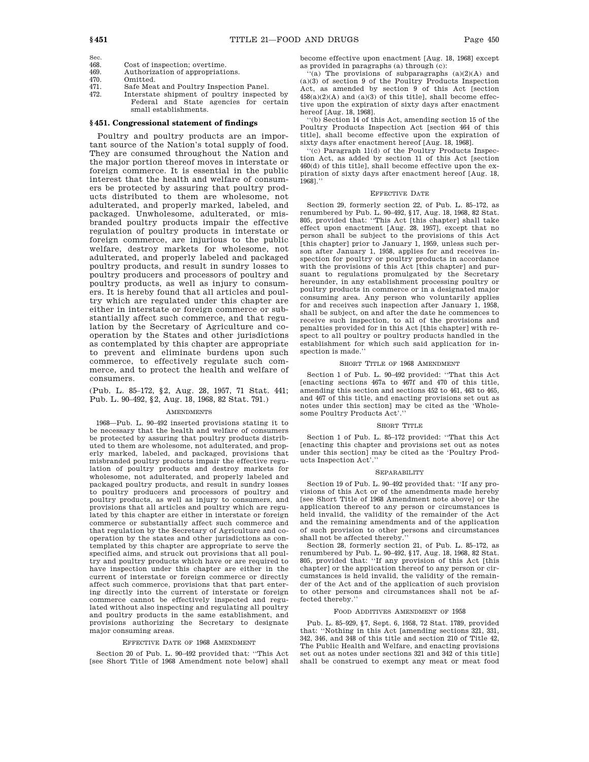| Sec. | |
|---|---|
| 468. | Cost of inspection; overtime. |
| 469. | Authorization of appropriations. |
| 470. | Omitted. |
| 471. | Safe Meat and Poultry Inspection Panel. |
| 472. | Interstate shipment of poultry inspected by Federal and State agencies for certain small establishments. |

## § 451. Congressional statement of findings

Poultry and poultry products are an important source of the Nation's total supply of food. They are consumed throughout the Nation and the major portion thereof moves in interstate or foreign commerce. It is essential in the public interest that the health and welfare of consumers be protected by assuring that poultry products distributed to them are wholesome, not adulterated, and properly marked, labeled, and packaged. Unwholesome, adulterated, or misbranded poultry products impair the effective regulation of poultry products in interstate or foreign commerce, are injurious to the public welfare, destroy markets for wholesome, not adulterated, and properly labeled and packaged poultry products, and result in sundry losses to poultry producers and processors of poultry and poultry products, as well as injury to consumers. It is hereby found that all articles and poultry which are regulated under this chapter are either in interstate or foreign commerce or substantially affect such commerce, and that regulation by the Secretary of Agriculture and cooperation by the States and other jurisdictions as contemplated by this chapter are appropriate to prevent and eliminate burdens upon such commerce, to effectively regulate such commerce, and to protect the health and welfare of consumers.

(Pub. L. 85–172, §2, Aug. 28, 1957, 71 Stat. 441; Pub. L. 90–492, §2, Aug. 18, 1968, 82 Stat. 791.)

### Amendments

1968—Pub. L. 90–492 inserted provisions stating it to be necessary that the health and welfare of consumers be protected by assuring that poultry products distributed to them are wholesome, not adulterated, and properly marked, labeled, and packaged, provisions that misbranded poultry products impair the effective regulation of poultry products and destroy markets for wholesome, not adulterated, and properly labeled and packaged poultry products, and result in sundry losses to poultry producers and processors of poultry and poultry products, as well as injury to consumers, and provisions that all articles and poultry which are regulated by this chapter are either in interstate or foreign commerce or substantially affect such commerce and that regulation by the Secretary of Agriculture and cooperation by the states and other jurisdictions as contemplated by this chapter are appropriate to serve the specified aims, and struck out provisions that all poultry and poultry products which have or are required to have inspection under this chapter are either in the current of interstate or foreign commerce or directly affect such commerce, provisions that that part entering directly into the current of interstate or foreign commerce cannot be effectively inspected and regulated without also inspecting and regulating all poultry and poultry products in the same establishment, and provisions authorizing the Secretary to designate major consuming areas.

### Effective Date of 1968 Amendment

Section 20 of Pub. L. 90–492 provided that: "This Act [see Short Title of 1968 Amendment note below] shall become effective upon enactment [Aug. 18, 1968] except as provided in paragraphs (a) through (c):

"(a) The provisions of subparagraphs (a)(2)(A) and (a)(3) of section 9 of the Poultry Products Inspection Act, as amended by section 9 of this Act [section 458(a)(2)(A) and (a)(3) of this title], shall become effective upon the expiration of sixty days after enactment hereof [Aug. 18, 1968].

"(b) Section 14 of this Act, amending section 15 of the Poultry Products Inspection Act [section 464 of this title], shall become effective upon the expiration of sixty days after enactment hereof [Aug. 18, 1968].

"(c) Paragraph 11(d) of the Poultry Products Inspection Act, as added by section 11 of this Act [section 460(d) of this title], shall become effective upon the expiration of sixty days after enactment hereof [Aug. 18, 1968]."

### Effective Date

Section 29, formerly section 22, of Pub. L. 85–172, as renumbered by Pub. L. 90–492, §17, Aug. 18, 1968, 82 Stat. 805, provided that: "This Act [this chapter] shall take effect upon enactment [Aug. 28, 1957], except that no person shall be subject to the provisions of this Act [this chapter] prior to January 1, 1959, unless such person after January 1, 1958, applies for and receives inspection for poultry or poultry products in accordance with the provisions of this Act [this chapter] and pursuant to regulations promulgated by the Secretary hereunder, in any establishment processing poultry or poultry products in commerce or in a designated major consuming area. Any person who voluntarily applies for and receives such inspection after January 1, 1958, shall be subject, on and after the date he commences to receive such inspection, to all of the provisions and penalties provided for in this Act [this chapter] with respect to all poultry or poultry products handled in the establishment for which such said application for inspection is made."

### Short Title of 1968 Amendment

Section 1 of Pub. L. 90–492 provided: "That this Act [enacting sections 467a to 467f and 470 of this title, amending this section and sections 452 to 461, 463 to 465, and 467 of this title, and enacting provisions set out as notes under this section] may be cited as the 'Wholesome Poultry Products Act'."

### Short Title

Section 1 of Pub. L. 85–172 provided: "That this Act [enacting this chapter and provisions set out as notes under this section] may be cited as the 'Poultry Products Inspection Act'."

### Separability

Section 19 of Pub. L. 90–492 provided that: "If any provisions of this Act or of the amendments made hereby [see Short Title of 1968 Amendment note above] or the application thereof to any person or circumstances is held invalid, the validity of the remainder of the Act and the remaining amendments and of the application of such provision to other persons and circumstances shall not be affected thereby."

Section 28, formerly section 21, of Pub. L. 85–172, as renumbered by Pub. L. 90–492, §17, Aug. 18, 1968, 82 Stat. 805, provided that: "If any provision of this Act [this chapter] or the application thereof to any person or circumstances is held invalid, the validity of the remainder of the Act and of the application of such provision to other persons and circumstances shall not be affected thereby."

### Food Additives Amendment of 1958

Pub. L. 85–929, §7, Sept. 6, 1958, 72 Stat. 1789, provided that: "Nothing in this Act [amending sections 321, 331, 342, 346, and 348 of this title and section 210 of Title 42, The Public Health and Welfare, and enacting provisions set out as notes under sections 321 and 342 of this title] shall be construed to exempt any meat or meat food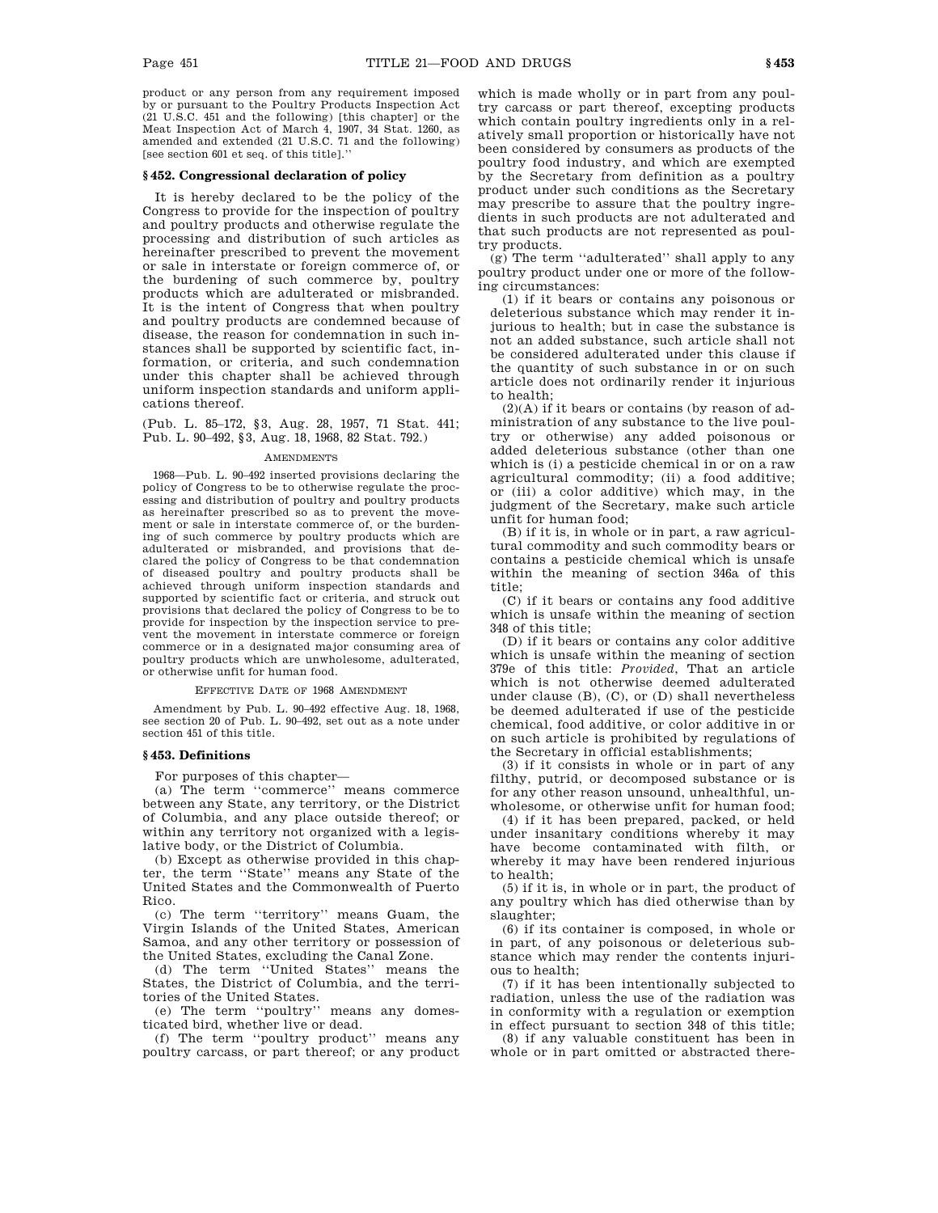product or any person from any requirement imposed by or pursuant to the Poultry Products Inspection Act (21 U.S.C. 451 and the following) [this chapter] or the Meat Inspection Act of March 4, 1907, 34 Stat. 1260, as amended and extended (21 U.S.C. 71 and the following) [see section 601 et seq. of this title].''

### § 452. Congressional declaration of policy

It is hereby declared to be the policy of the Congress to provide for the inspection of poultry and poultry products and otherwise regulate the processing and distribution of such articles as hereinafter prescribed to prevent the movement or sale in interstate or foreign commerce of, or the burdening of such commerce by, poultry products which are adulterated or misbranded. It is the intent of Congress that when poultry and poultry products are condemned because of disease, the reason for condemnation in such instances shall be supported by scientific fact, information, or criteria, and such condemnation under this chapter shall be achieved through uniform inspection standards and uniform applications thereof.

(Pub. L. 85–172, § 3, Aug. 28, 1957, 71 Stat. 441; Pub. L. 90–492, § 3, Aug. 18, 1968, 82 Stat. 792.)

AMENDMENTS

1968—Pub. L. 90–492 inserted provisions declaring the policy of Congress to be to otherwise regulate the processing and distribution of poultry and poultry products as hereinafter prescribed so as to prevent the movement or sale in interstate commerce of, or the burdening of such commerce by poultry products which are adulterated or misbranded, and provisions that declared the policy of Congress to be that condemnation of diseased poultry and poultry products shall be achieved through uniform inspection standards and supported by scientific fact or criteria, and struck out provisions that declared the policy of Congress to be to provide for inspection by the inspection service to prevent the movement in interstate commerce or foreign commerce or in a designated major consuming area of poultry products which are unwholesome, adulterated, or otherwise unfit for human food.

EFFECTIVE DATE OF 1968 AMENDMENT

Amendment by Pub. L. 90–492 effective Aug. 18, 1968, see section 20 of Pub. L. 90–492, set out as a note under section 451 of this title.

### § 453. Definitions

For purposes of this chapter—

(a) The term ''commerce'' means commerce between any State, any territory, or the District of Columbia, and any place outside thereof; or within any territory not organized with a legislative body, or the District of Columbia.

(b) Except as otherwise provided in this chapter, the term ''State'' means any State of the United States and the Commonwealth of Puerto Rico.

(c) The term ''territory'' means Guam, the Virgin Islands of the United States, American Samoa, and any other territory or possession of the United States, excluding the Canal Zone.

(d) The term ''United States'' means the States, the District of Columbia, and the territories of the United States.

(e) The term ''poultry'' means any domesticated bird, whether live or dead.

(f) The term ''poultry product'' means any poultry carcass, or part thereof; or any product which is made wholly or in part from any poultry carcass or part thereof, excepting products which contain poultry ingredients only in a relatively small proportion or historically have not been considered by consumers as products of the poultry food industry, and which are exempted by the Secretary from definition as a poultry product under such conditions as the Secretary may prescribe to assure that the poultry ingredients in such products are not adulterated and that such products are not represented as poultry products.

(g) The term ''adulterated'' shall apply to any poultry product under one or more of the following circumstances:

(1) if it bears or contains any poisonous or deleterious substance which may render it injurious to health; but in case the substance is not an added substance, such article shall not be considered adulterated under this clause if the quantity of such substance in or on such article does not ordinarily render it injurious to health;

(2)(A) if it bears or contains (by reason of administration of any substance to the live poultry or otherwise) any added poisonous or added deleterious substance (other than one which is (i) a pesticide chemical in or on a raw agricultural commodity; (ii) a food additive; or (iii) a color additive) which may, in the judgment of the Secretary, make such article unfit for human food;

(B) if it is, in whole or in part, a raw agricultural commodity and such commodity bears or contains a pesticide chemical which is unsafe within the meaning of section 346a of this title;

(C) if it bears or contains any food additive which is unsafe within the meaning of section 348 of this title;

(D) if it bears or contains any color additive which is unsafe within the meaning of section 379e of this title: *Provided*, That an article which is not otherwise deemed adulterated under clause (B), (C), or (D) shall nevertheless be deemed adulterated if use of the pesticide chemical, food additive, or color additive in or on such article is prohibited by regulations of the Secretary in official establishments;

(3) if it consists in whole or in part of any filthy, putrid, or decomposed substance or is for any other reason unsound, unhealthful, unwholesome, or otherwise unfit for human food;

(4) if it has been prepared, packed, or held under insanitary conditions whereby it may have become contaminated with filth, or whereby it may have been rendered injurious to health;

(5) if it is, in whole or in part, the product of any poultry which has died otherwise than by slaughter;

(6) if its container is composed, in whole or in part, of any poisonous or deleterious substance which may render the contents injurious to health;

(7) if it has been intentionally subjected to radiation, unless the use of the radiation was in conformity with a regulation or exemption in effect pursuant to section 348 of this title;

(8) if any valuable constituent has been in whole or in part omitted or abstracted there-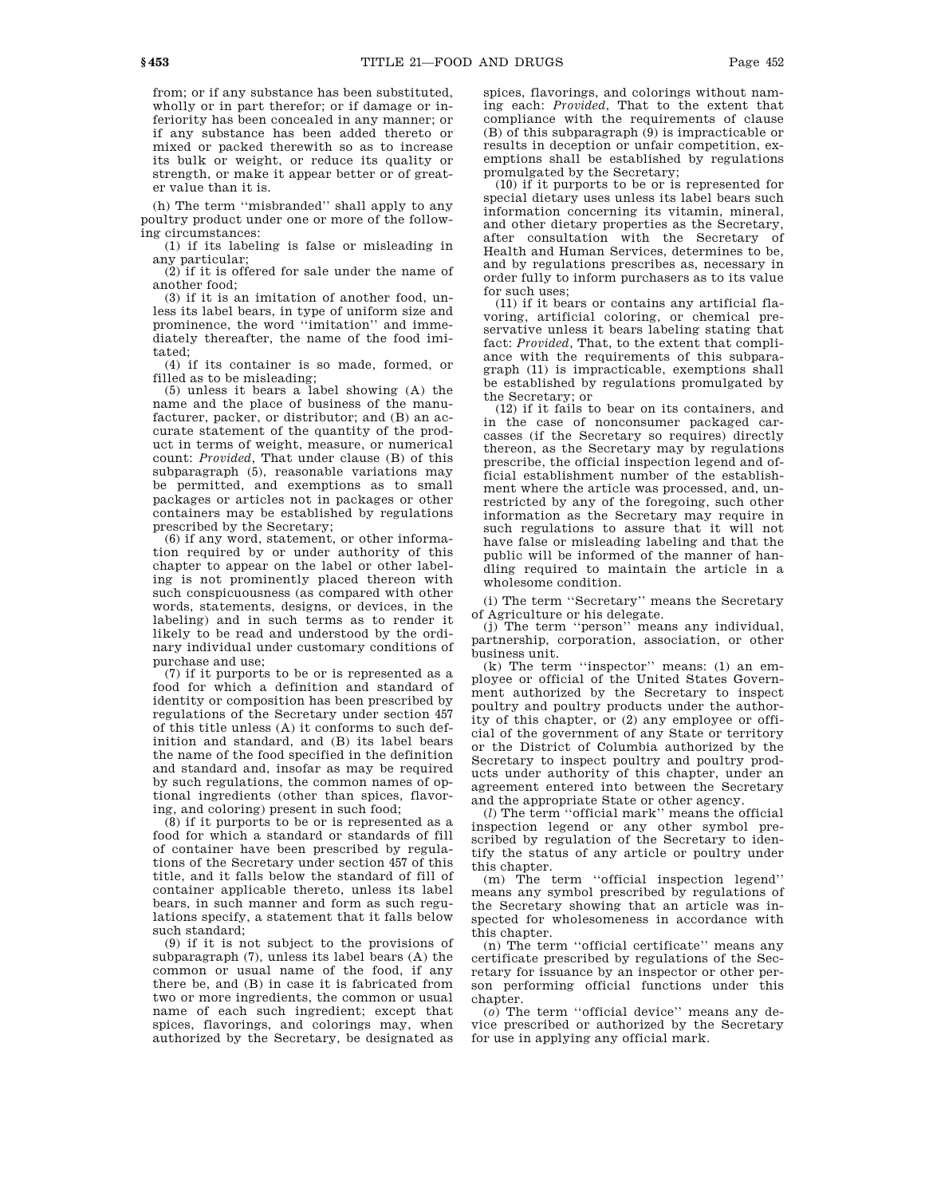from; or if any substance has been substituted, wholly or in part therefor; or if damage or inferiority has been concealed in any manner; or if any substance has been added thereto or mixed or packed therewith so as to increase its bulk or weight, or reduce its quality or strength, or make it appear better or of greater value than it is.

(h) The term ''misbranded'' shall apply to any poultry product under one or more of the following circumstances:

(1) if its labeling is false or misleading in any particular;

(2) if it is offered for sale under the name of another food;

(3) if it is an imitation of another food, unless its label bears, in type of uniform size and prominence, the word ''imitation'' and immediately thereafter, the name of the food imitated;

(4) if its container is so made, formed, or filled as to be misleading;

(5) unless it bears a label showing (A) the name and the place of business of the manufacturer, packer, or distributor; and (B) an accurate statement of the quantity of the product in terms of weight, measure, or numerical count: *Provided*, That under clause (B) of this subparagraph (5), reasonable variations may be permitted, and exemptions as to small packages or articles not in packages or other containers may be established by regulations prescribed by the Secretary;

(6) if any word, statement, or other information required by or under authority of this chapter to appear on the label or other labeling is not prominently placed thereon with such conspicuousness (as compared with other words, statements, designs, or devices, in the labeling) and in such terms as to render it likely to be read and understood by the ordinary individual under customary conditions of purchase and use;

(7) if it purports to be or is represented as a food for which a definition and standard of identity or composition has been prescribed by regulations of the Secretary under section 457 of this title unless (A) it conforms to such definition and standard, and (B) its label bears the name of the food specified in the definition and standard and, insofar as may be required by such regulations, the common names of optional ingredients (other than spices, flavoring, and coloring) present in such food;

(8) if it purports to be or is represented as a food for which a standard or standards of fill of container have been prescribed by regulations of the Secretary under section 457 of this title, and it falls below the standard of fill of container applicable thereto, unless its label bears, in such manner and form as such regulations specify, a statement that it falls below such standard;

(9) if it is not subject to the provisions of subparagraph (7), unless its label bears (A) the common or usual name of the food, if any there be, and (B) in case it is fabricated from two or more ingredients, the common or usual name of each such ingredient; except that spices, flavorings, and colorings may, when authorized by the Secretary, be designated as spices, flavorings, and colorings without naming each: *Provided*, That to the extent that compliance with the requirements of clause (B) of this subparagraph (9) is impracticable or results in deception or unfair competition, exemptions shall be established by regulations promulgated by the Secretary;

(10) if it purports to be or is represented for special dietary uses unless its label bears such information concerning its vitamin, mineral, and other dietary properties as the Secretary, after consultation with the Secretary of Health and Human Services, determines to be, and by regulations prescribes as, necessary in order fully to inform purchasers as to its value for such uses;

(11) if it bears or contains any artificial flavoring, artificial coloring, or chemical preservative unless it bears labeling stating that fact: *Provided*, That, to the extent that compliance with the requirements of this subparagraph (11) is impracticable, exemptions shall be established by regulations promulgated by the Secretary; or

(12) if it fails to bear on its containers, and in the case of nonconsumer packaged carcasses (if the Secretary so requires) directly thereon, as the Secretary may by regulations prescribe, the official inspection legend and official establishment number of the establishment where the article was processed, and, unrestricted by any of the foregoing, such other information as the Secretary may require in such regulations to assure that it will not have false or misleading labeling and that the public will be informed of the manner of handling required to maintain the article in a wholesome condition.

(i) The term ''Secretary'' means the Secretary of Agriculture or his delegate.

(j) The term ''person'' means any individual, partnership, corporation, association, or other business unit.

(k) The term ''inspector'' means: (1) an employee or official of the United States Government authorized by the Secretary to inspect poultry and poultry products under the authority of this chapter, or (2) any employee or official of the government of any State or territory or the District of Columbia authorized by the Secretary to inspect poultry and poultry products under authority of this chapter, under an agreement entered into between the Secretary and the appropriate State or other agency.

(*l*) The term ''official mark'' means the official inspection legend or any other symbol prescribed by regulation of the Secretary to identify the status of any article or poultry under this chapter.

(m) The term ''official inspection legend'' means any symbol prescribed by regulations of the Secretary showing that an article was inspected for wholesomeness in accordance with this chapter.

(n) The term ''official certificate'' means any certificate prescribed by regulations of the Secretary for issuance by an inspector or other person performing official functions under this chapter.

(*o*) The term ''official device'' means any device prescribed or authorized by the Secretary for use in applying any official mark.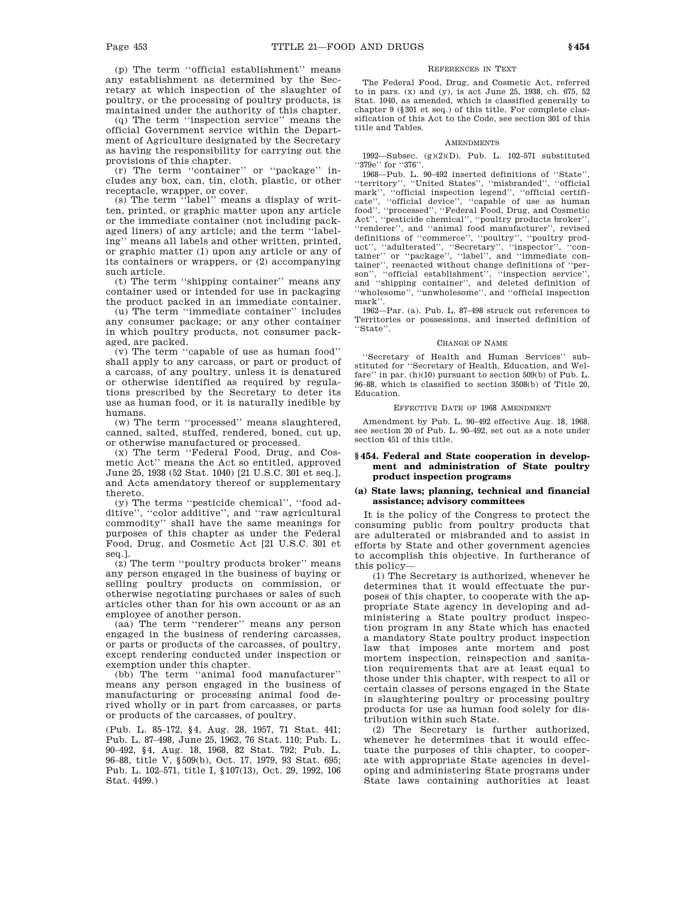(p) The term "official establishment" means any establishment as determined by the Secretary at which inspection of the slaughter of poultry, or the processing of poultry products, is maintained under the authority of this chapter.

(q) The term "inspection service" means the official Government service within the Department of Agriculture designated by the Secretary as having the responsibility for carrying out the provisions of this chapter.

(r) The term "container" or "package" includes any box, can, tin, cloth, plastic, or other receptacle, wrapper, or cover.

(s) The term "label" means a display of written, printed, or graphic matter upon any article or the immediate container (not including package liners) of any article; and the term "labeling" means all labels and other written, printed, or graphic matter (1) upon any article or any of its containers or wrappers, or (2) accompanying such article.

(t) The term "shipping container" means any container used or intended for use in packaging the product packed in an immediate container.

(u) The term "immediate container" includes any consumer package; or any other container in which poultry products, not consumer packaged, are packed.

(v) The term "capable of use as human food" shall apply to any carcass, or part or product of a carcass, of any poultry, unless it is denatured or otherwise identified as required by regulations prescribed by the Secretary to deter its use as human food, or it is naturally inedible by humans.

(w) The term "processed" means slaughtered, canned, salted, stuffed, rendered, boned, cut up, or otherwise manufactured or processed.

(x) The term "Federal Food, Drug, and Cosmetic Act" means the Act so entitled, approved June 25, 1938 (52 Stat. 1040) [21 U.S.C. 301 et seq.], and Acts amendatory thereof or supplementary thereto.

(y) The terms "pesticide chemical", "food additive", "color additive", and "raw agricultural commodity" shall have the same meanings for purposes of this chapter as under the Federal Food, Drug, and Cosmetic Act [21 U.S.C. 301 et seq.].

(z) The term "poultry products broker" means any person engaged in the business of buying or selling poultry products on commission, or otherwise negotiating purchases or sales of such articles other than for his own account or as an employee of another person.

(aa) The term "renderer" means any person engaged in the business of rendering carcasses, or parts or products of the carcasses, of poultry, except rendering conducted under inspection or exemption under this chapter.

(bb) The term "animal food manufacturer" means any person engaged in the business of manufacturing or processing animal food derived wholly or in part from carcasses, or parts or products of the carcasses, of poultry.

(Pub. L. 85–172, §4, Aug. 28, 1957, 71 Stat. 441; Pub. L. 87–498, June 25, 1962, 76 Stat. 110; Pub. L. 90–492, §4, Aug. 18, 1968, 82 Stat. 792; Pub. L. 96–88, title V, §509(b), Oct. 17, 1979, 93 Stat. 695; Pub. L. 102–571, title I, §107(13), Oct. 29, 1992, 106 Stat. 4499.)

REFERENCES IN TEXT

The Federal Food, Drug, and Cosmetic Act, referred to in pars. (x) and (y), is act June 25, 1938, ch. 675, 52 Stat. 1040, as amended, which is classified generally to chapter 9 (§301 et seq.) of this title. For complete classification of this Act to the Code, see section 301 of this title and Tables.

AMENDMENTS

1992—Subsec. (g)(2)(D). Pub. L. 102–571 substituted "379e" for "376".

1968—Pub. L. 90–492 inserted definitions of "State", "territory", "United States", "misbranded", "official mark", "official inspection legend", "official certificate", "official device", "capable of use as human food", "processed", "Federal Food, Drug, and Cosmetic Act", "pesticide chemical", "poultry products broker", "renderer", and "animal food manufacturer", revised definitions of "commerce", "poultry", "poultry product", "adulterated", "Secretary", "inspector", "container" or "package", "label", and "immediate container", reenacted without change definitions of "person", "official establishment", "inspection service", and "shipping container", and deleted definition of "wholesome", "unwholesome", and "official inspection mark".

1962—Par. (a). Pub. L. 87–498 struck out references to Territories or possessions, and inserted definition of "State".

CHANGE OF NAME

"Secretary of Health and Human Services" substituted for "Secretary of Health, Education, and Welfare" in par. (h)(10) pursuant to section 509(b) of Pub. L. 96–88, which is classified to section 3508(b) of Title 20, Education.

EFFECTIVE DATE OF 1968 AMENDMENT

Amendment by Pub. L. 90–492 effective Aug. 18, 1968, see section 20 of Pub. L. 90–492, set out as a note under section 451 of this title.

## §454. Federal and State cooperation in development and administration of State poultry product inspection programs

### (a) State laws; planning, technical and financial assistance; advisory committees

It is the policy of the Congress to protect the consuming public from poultry products that are adulterated or misbranded and to assist in efforts by State and other government agencies to accomplish this objective. In furtherance of this policy—

(1) The Secretary is authorized, whenever he determines that it would effectuate the purposes of this chapter, to cooperate with the appropriate State agency in developing and administering a State poultry product inspection program in any State which has enacted a mandatory State poultry product inspection law that imposes ante mortem and post mortem inspection, reinspection and sanitation requirements that are at least equal to those under this chapter, with respect to all or certain classes of persons engaged in the State in slaughtering poultry or processing poultry products for use as human food solely for distribution within such State.

(2) The Secretary is further authorized, whenever he determines that it would effectuate the purposes of this chapter, to cooperate with appropriate State agencies in developing and administering State programs under State laws containing authorities at least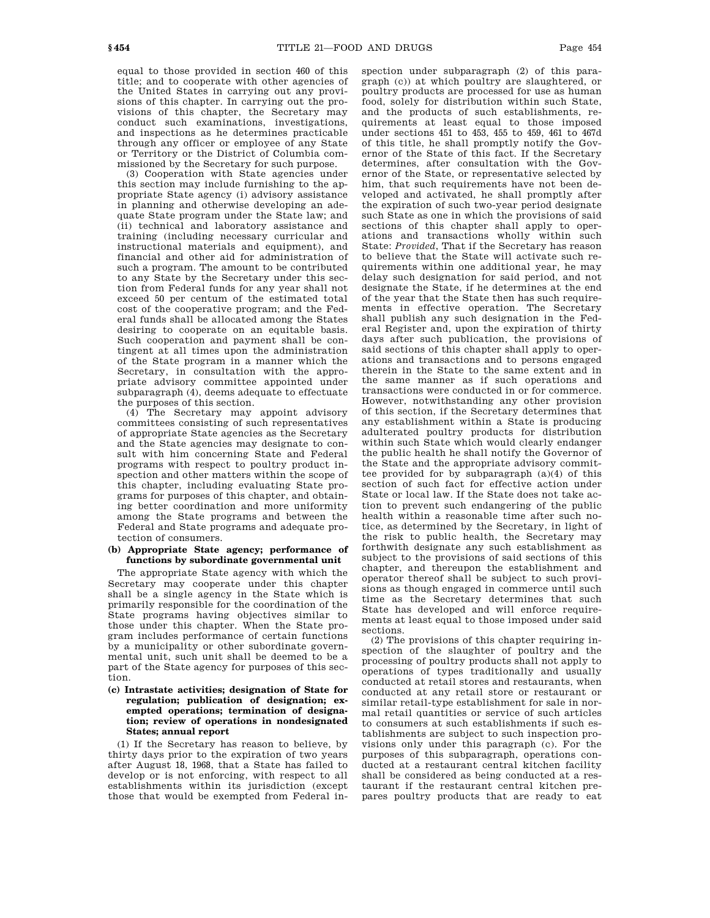equal to those provided in section 460 of this title; and to cooperate with other agencies of the United States in carrying out any provisions of this chapter. In carrying out the provisions of this chapter, the Secretary may conduct such examinations, investigations, and inspections as he determines practicable through any officer or employee of any State or Territory or the District of Columbia commissioned by the Secretary for such purpose.

(3) Cooperation with State agencies under this section may include furnishing to the appropriate State agency (i) advisory assistance in planning and otherwise developing an adequate State program under the State law; and (ii) technical and laboratory assistance and training (including necessary curricular and instructional materials and equipment), and financial and other aid for administration of such a program. The amount to be contributed to any State by the Secretary under this section from Federal funds for any year shall not exceed 50 per centum of the estimated total cost of the cooperative program; and the Federal funds shall be allocated among the States desiring to cooperate on an equitable basis. Such cooperation and payment shall be contingent at all times upon the administration of the State program in a manner which the Secretary, in consultation with the appropriate advisory committee appointed under subparagraph (4), deems adequate to effectuate the purposes of this section.

(4) The Secretary may appoint advisory committees consisting of such representatives of appropriate State agencies as the Secretary and the State agencies may designate to consult with him concerning State and Federal programs with respect to poultry product inspection and other matters within the scope of this chapter, including evaluating State programs for purposes of this chapter, and obtaining better coordination and more uniformity among the State programs and between the Federal and State programs and adequate protection of consumers.

**(b) Appropriate State agency; performance of functions by subordinate governmental unit**

The appropriate State agency with which the Secretary may cooperate under this chapter shall be a single agency in the State which is primarily responsible for the coordination of the State programs having objectives similar to those under this chapter. When the State program includes performance of certain functions by a municipality or other subordinate governmental unit, such unit shall be deemed to be a part of the State agency for purposes of this section.

**(c) Intrastate activities; designation of State for regulation; publication of designation; exempted operations; termination of designation; review of operations in nondesignated States; annual report**

(1) If the Secretary has reason to believe, by thirty days prior to the expiration of two years after August 18, 1968, that a State has failed to develop or is not enforcing, with respect to all establishments within its jurisdiction (except those that would be exempted from Federal inspection under subparagraph (2) of this paragraph (c)) at which poultry are slaughtered, or poultry products are processed for use as human food, solely for distribution within such State, and the products of such establishments, requirements at least equal to those imposed under sections 451 to 453, 455 to 459, 461 to 467d of this title, he shall promptly notify the Governor of the State of this fact. If the Secretary determines, after consultation with the Governor of the State, or representative selected by him, that such requirements have not been developed and activated, he shall promptly after the expiration of such two-year period designate such State as one in which the provisions of said sections of this chapter shall apply to operations and transactions wholly within such State: *Provided*, That if the Secretary has reason to believe that the State will activate such requirements within one additional year, he may delay such designation for said period, and not designate the State, if he determines at the end of the year that the State then has such requirements in effective operation. The Secretary shall publish any such designation in the Federal Register and, upon the expiration of thirty days after such publication, the provisions of said sections of this chapter shall apply to operations and transactions and to persons engaged therein in the State to the same extent and in the same manner as if such operations and transactions were conducted in or for commerce. However, notwithstanding any other provision of this section, if the Secretary determines that any establishment within a State is producing adulterated poultry products for distribution within such State which would clearly endanger the public health he shall notify the Governor of the State and the appropriate advisory committee provided for by subparagraph (a)(4) of this section of such fact for effective action under State or local law. If the State does not take action to prevent such endangering of the public health within a reasonable time after such notice, as determined by the Secretary, in light of the risk to public health, the Secretary may forthwith designate any such establishment as subject to the provisions of said sections of this chapter, and thereupon the establishment and operator thereof shall be subject to such provisions as though engaged in commerce until such time as the Secretary determines that such State has developed and will enforce requirements at least equal to those imposed under said sections.

(2) The provisions of this chapter requiring inspection of the slaughter of poultry and the processing of poultry products shall not apply to operations of types traditionally and usually conducted at retail stores and restaurants, when conducted at any retail store or restaurant or similar retail-type establishment for sale in normal retail quantities or service of such articles to consumers at such establishments if such establishments are subject to such inspection provisions only under this paragraph (c). For the purposes of this subparagraph, operations conducted at a restaurant central kitchen facility shall be considered as being conducted at a restaurant if the restaurant central kitchen prepares poultry products that are ready to eat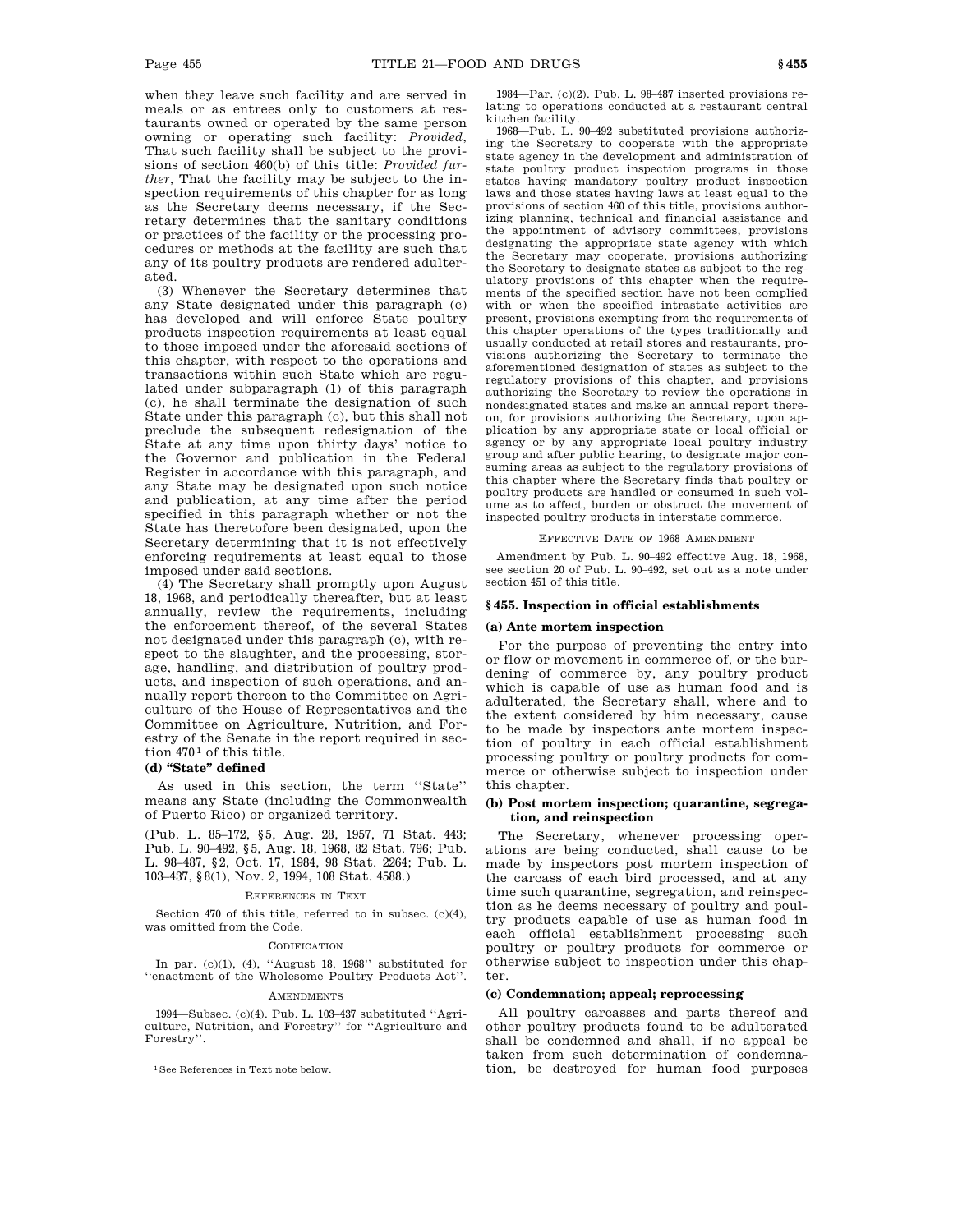when they leave such facility and are served in meals or as entrees only to customers at restaurants owned or operated by the same person owning or operating such facility: *Provided*, That such facility shall be subject to the provisions of section 460(b) of this title: *Provided further*, That the facility may be subject to the inspection requirements of this chapter for as long as the Secretary deems necessary, if the Secretary determines that the sanitary conditions or practices of the facility or the processing procedures or methods at the facility are such that any of its poultry products are rendered adulterated.

(3) Whenever the Secretary determines that any State designated under this paragraph (c) has developed and will enforce State poultry products inspection requirements at least equal to those imposed under the aforesaid sections of this chapter, with respect to the operations and transactions within such State which are regulated under subparagraph (1) of this paragraph (c), he shall terminate the designation of such State under this paragraph (c), but this shall not preclude the subsequent redesignation of the State at any time upon thirty days' notice to the Governor and publication in the Federal Register in accordance with this paragraph, and any State may be designated upon such notice and publication, at any time after the period specified in this paragraph whether or not the State has theretofore been designated, upon the Secretary determining that it is not effectively enforcing requirements at least equal to those imposed under said sections.

(4) The Secretary shall promptly upon August 18, 1968, and periodically thereafter, but at least annually, review the requirements, including the enforcement thereof, of the several States not designated under this paragraph (c), with respect to the slaughter, and the processing, storage, handling, and distribution of poultry products, and inspection of such operations, and annually report thereon to the Committee on Agriculture of the House of Representatives and the Committee on Agriculture, Nutrition, and Forestry of the Senate in the report required in section 470[1] of this title.

**(d) "State" defined**

As used in this section, the term ''State'' means any State (including the Commonwealth of Puerto Rico) or organized territory.

(Pub. L. 85–172, §5, Aug. 28, 1957, 71 Stat. 443; Pub. L. 90–492, §5, Aug. 18, 1968, 82 Stat. 796; Pub. L. 98–487, §2, Oct. 17, 1984, 98 Stat. 2264; Pub. L. 103–437, §8(1), Nov. 2, 1994, 108 Stat. 4588.)

REFERENCES IN TEXT

Section 470 of this title, referred to in subsec. (c)(4), was omitted from the Code.

CODIFICATION

In par. (c)(1), (4), ''August 18, 1968'' substituted for ''enactment of the Wholesome Poultry Products Act''.

AMENDMENTS

1994—Subsec. (c)(4). Pub. L. 103–437 substituted ''Agriculture, Nutrition, and Forestry'' for ''Agriculture and Forestry''.

1984—Par. (c)(2). Pub. L. 98–487 inserted provisions relating to operations conducted at a restaurant central kitchen facility.

1968—Pub. L. 90–492 substituted provisions authorizing the Secretary to cooperate with the appropriate state agency in the development and administration of state poultry product inspection programs in those states having mandatory poultry product inspection laws and those states having laws at least equal to the provisions of section 460 of this title, provisions authorizing planning, technical and financial assistance and the appointment of advisory committees, provisions designating the appropriate state agency with which the Secretary may cooperate, provisions authorizing the Secretary to designate states as subject to the regulatory provisions of this chapter when the requirements of the specified section have not been complied with or when the specified intrastate activities are present, provisions exempting from the requirements of this chapter operations of the types traditionally and usually conducted at retail stores and restaurants, provisions authorizing the Secretary to terminate the aforementioned designation of states as subject to the regulatory provisions of this chapter, and provisions authorizing the Secretary to review the operations in nondesignated states and make an annual report thereon, for provisions authorizing the Secretary, upon application by any appropriate state or local official or agency or by any appropriate local poultry industry group and after public hearing, to designate major consuming areas as subject to the regulatory provisions of this chapter where the Secretary finds that poultry or poultry products are handled or consumed in such volume as to affect, burden or obstruct the movement of inspected poultry products in interstate commerce.

EFFECTIVE DATE OF 1968 AMENDMENT

Amendment by Pub. L. 90–492 effective Aug. 18, 1968, see section 20 of Pub. L. 90–492, set out as a note under section 451 of this title.

## § 455. Inspection in official establishments

**(a) Ante mortem inspection**

For the purpose of preventing the entry into or flow or movement in commerce of, or the burdening of commerce by, any poultry product which is capable of use as human food and is adulterated, the Secretary shall, where and to the extent considered by him necessary, cause to be made by inspectors ante mortem inspection of poultry in each official establishment processing poultry or poultry products for commerce or otherwise subject to inspection under this chapter.

**(b) Post mortem inspection; quarantine, segregation, and reinspection**

The Secretary, whenever processing operations are being conducted, shall cause to be made by inspectors post mortem inspection of the carcass of each bird processed, and at any time such quarantine, segregation, and reinspection as he deems necessary of poultry and poultry products capable of use as human food in each official establishment processing such poultry or poultry products for commerce or otherwise subject to inspection under this chapter.

**(c) Condemnation; appeal; reprocessing**

All poultry carcasses and parts thereof and other poultry products found to be adulterated shall be condemned and shall, if no appeal be taken from such determination of condemnation, be destroyed for human food purposes

[1] See References in Text note below.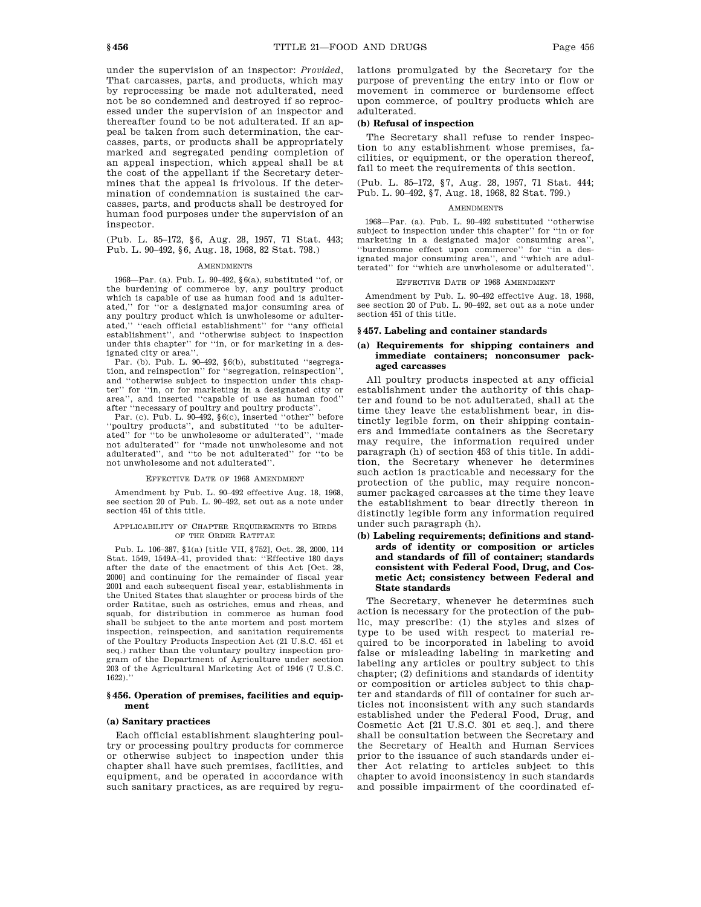under the supervision of an inspector: *Provided*, That carcasses, parts, and products, which may by reprocessing be made not adulterated, need not be so condemned and destroyed if so reprocessed under the supervision of an inspector and thereafter found to be not adulterated. If an appeal be taken from such determination, the carcasses, parts, or products shall be appropriately marked and segregated pending completion of an appeal inspection, which appeal shall be at the cost of the appellant if the Secretary determines that the appeal is frivolous. If the determination of condemnation is sustained the carcasses, parts, and products shall be destroyed for human food purposes under the supervision of an inspector.

(Pub. L. 85–172, §6, Aug. 28, 1957, 71 Stat. 443; Pub. L. 90–492, §6, Aug. 18, 1968, 82 Stat. 798.)

AMENDMENTS

1968—Par. (a). Pub. L. 90–492, §6(a), substituted "of, or the burdening of commerce by, any poultry product which is capable of use as human food and is adulterated," for "or a designated major consuming area of any poultry product which is unwholesome or adulterated," "each official establishment" for "any official establishment", and "otherwise subject to inspection under this chapter" for "in, or for marketing in a designated city or area".

Par. (b). Pub. L. 90–492, §6(b), substituted "segregation, and reinspection" for "segregation, reinspection", and "otherwise subject to inspection under this chapter" for "in, or for marketing in a designated city or area", and inserted "capable of use as human food" after "necessary of poultry and poultry products".

Par. (c). Pub. L. 90–492, §6(c), inserted "other" before "poultry products", and substituted "to be adulterated" for "to be unwholesome or adulterated", "made not adulterated" for "made not unwholesome and not adulterated", and "to be not adulterated" for "to be not unwholesome and not adulterated".

EFFECTIVE DATE OF 1968 AMENDMENT

Amendment by Pub. L. 90–492 effective Aug. 18, 1968, see section 20 of Pub. L. 90–492, set out as a note under section 451 of this title.

APPLICABILITY OF CHAPTER REQUIREMENTS TO BIRDS OF THE ORDER RATITAE

Pub. L. 106–387, §1(a) [title VII, §752], Oct. 28, 2000, 114 Stat. 1549, 1549A–41, provided that: "Effective 180 days after the date of the enactment of this Act [Oct. 28, 2000] and continuing for the remainder of fiscal year 2001 and each subsequent fiscal year, establishments in the United States that slaughter or process birds of the order Ratitae, such as ostriches, emus and rheas, and squab, for distribution in commerce as human food shall be subject to the ante mortem and post mortem inspection, reinspection, and sanitation requirements of the Poultry Products Inspection Act (21 U.S.C. 451 et seq.) rather than the voluntary poultry inspection program of the Department of Agriculture under section 203 of the Agricultural Marketing Act of 1946 (7 U.S.C. 1622)."

## §456. Operation of premises, facilities and equipment

### (a) Sanitary practices

Each official establishment slaughtering poultry or processing poultry products for commerce or otherwise subject to inspection under this chapter shall have such premises, facilities, and equipment, and be operated in accordance with such sanitary practices, as are required by regulations promulgated by the Secretary for the purpose of preventing the entry into or flow or movement in commerce or burdensome effect upon commerce, of poultry products which are adulterated.

### (b) Refusal of inspection

The Secretary shall refuse to render inspection to any establishment whose premises, facilities, or equipment, or the operation thereof, fail to meet the requirements of this section.

(Pub. L. 85–172, §7, Aug. 28, 1957, 71 Stat. 444; Pub. L. 90–492, §7, Aug. 18, 1968, 82 Stat. 799.)

AMENDMENTS

1968—Par. (a). Pub. L. 90–492 substituted "otherwise subject to inspection under this chapter" for "in or for marketing in a designated major consuming area", "burdensome effect upon commerce" for "in a designated major consuming area", and "which are adulterated" for "which are unwholesome or adulterated".

EFFECTIVE DATE OF 1968 AMENDMENT

Amendment by Pub. L. 90–492 effective Aug. 18, 1968, see section 20 of Pub. L. 90–492, set out as a note under section 451 of this title.

## §457. Labeling and container standards

### (a) Requirements for shipping containers and immediate containers; nonconsumer packaged carcasses

All poultry products inspected at any official establishment under the authority of this chapter and found to be not adulterated, shall at the time they leave the establishment bear, in distinctly legible form, on their shipping containers and immediate containers as the Secretary may require, the information required under paragraph (h) of section 453 of this title. In addition, the Secretary whenever he determines such action is practicable and necessary for the protection of the public, may require nonconsumer packaged carcasses at the time they leave the establishment to bear directly thereon in distinctly legible form any information required under such paragraph (h).

### (b) Labeling requirements; definitions and standards of identity or composition or articles and standards of fill of container; standards consistent with Federal Food, Drug, and Cosmetic Act; consistency between Federal and State standards

The Secretary, whenever he determines such action is necessary for the protection of the public, may prescribe: (1) the styles and sizes of type to be used with respect to material required to be incorporated in labeling to avoid false or misleading labeling in marketing and labeling any articles or poultry subject to this chapter; (2) definitions and standards of identity or composition or articles subject to this chapter and standards of fill of container for such articles not inconsistent with any such standards established under the Federal Food, Drug, and Cosmetic Act [21 U.S.C. 301 et seq.], and there shall be consultation between the Secretary and the Secretary of Health and Human Services prior to the issuance of such standards under either Act relating to articles subject to this chapter to avoid inconsistency in such standards and possible impairment of the coordinated ef-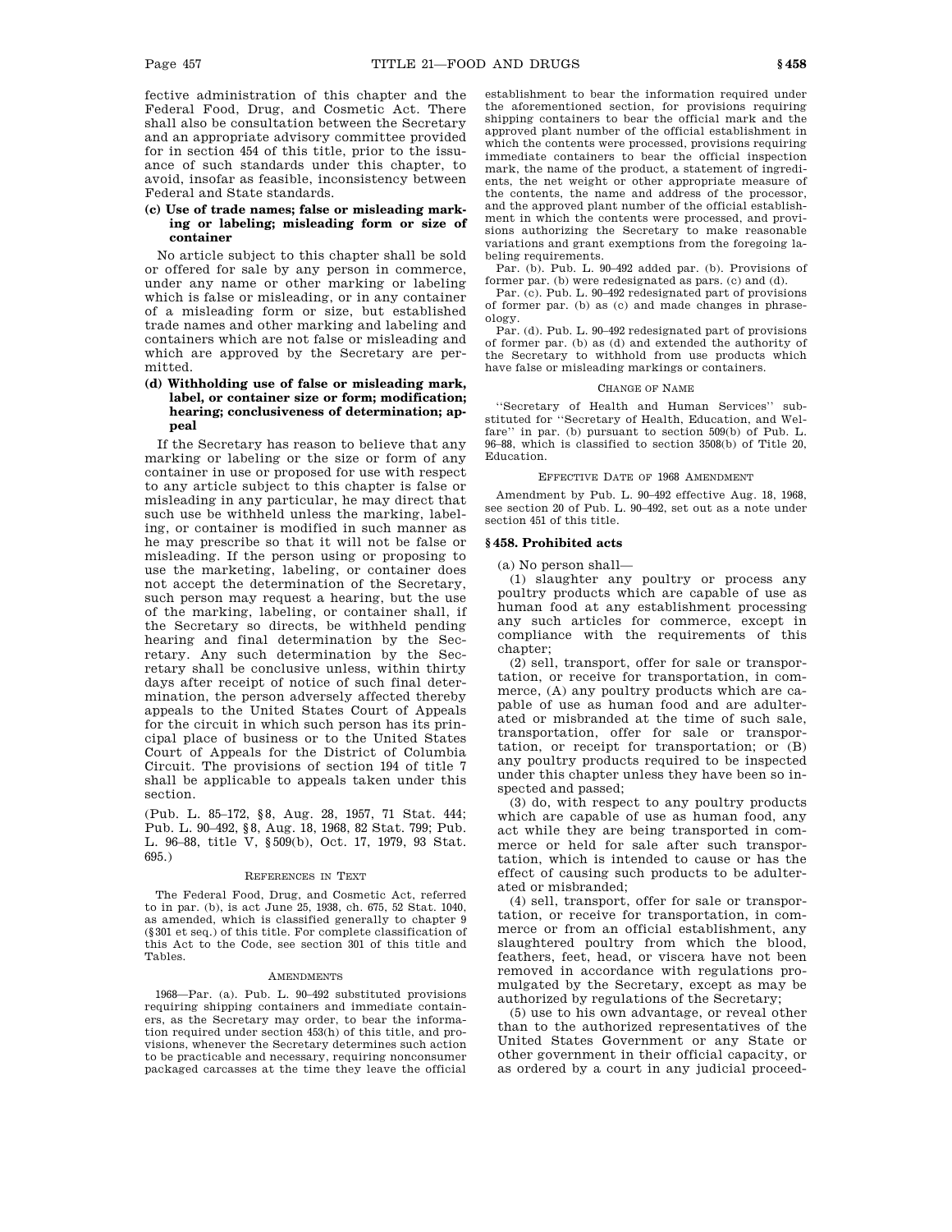fective administration of this chapter and the Federal Food, Drug, and Cosmetic Act. There shall also be consultation between the Secretary and an appropriate advisory committee provided for in section 454 of this title, prior to the issuance of such standards under this chapter, to avoid, insofar as feasible, inconsistency between Federal and State standards.

**(c) Use of trade names; false or misleading marking or labeling; misleading form or size of container**

No article subject to this chapter shall be sold or offered for sale by any person in commerce, under any name or other marking or labeling which is false or misleading, or in any container of a misleading form or size, but established trade names and other marking and labeling and containers which are not false or misleading and which are approved by the Secretary are permitted.

**(d) Withholding use of false or misleading mark, label, or container size or form; modification; hearing; conclusiveness of determination; appeal**

If the Secretary has reason to believe that any marking or labeling or the size or form of any container in use or proposed for use with respect to any article subject to this chapter is false or misleading in any particular, he may direct that such use be withheld unless the marking, labeling, or container is modified in such manner as he may prescribe so that it will not be false or misleading. If the person using or proposing to use the marketing, labeling, or container does not accept the determination of the Secretary, such person may request a hearing, but the use of the marking, labeling, or container shall, if the Secretary so directs, be withheld pending hearing and final determination by the Secretary. Any such determination by the Secretary shall be conclusive unless, within thirty days after receipt of notice of such final determination, the person adversely affected thereby appeals to the United States Court of Appeals for the circuit in which such person has its principal place of business or to the United States Court of Appeals for the District of Columbia Circuit. The provisions of section 194 of title 7 shall be applicable to appeals taken under this section.

(Pub. L. 85–172, §8, Aug. 28, 1957, 71 Stat. 444; Pub. L. 90–492, §8, Aug. 18, 1968, 82 Stat. 799; Pub. L. 96–88, title V, §509(b), Oct. 17, 1979, 93 Stat. 695.)

REFERENCES IN TEXT

The Federal Food, Drug, and Cosmetic Act, referred to in par. (b), is act June 25, 1938, ch. 675, 52 Stat. 1040, as amended, which is classified generally to chapter 9 (§301 et seq.) of this title. For complete classification of this Act to the Code, see section 301 of this title and Tables.

AMENDMENTS

1968—Par. (a). Pub. L. 90–492 substituted provisions requiring shipping containers and immediate containers, as the Secretary may order, to bear the information required under section 453(h) of this title, and provisions, whenever the Secretary determines such action to be practicable and necessary, requiring nonconsumer packaged carcasses at the time they leave the official establishment to bear the information required under the aforementioned section, for provisions requiring shipping containers to bear the official mark and the approved plant number of the official establishment in which the contents were processed, provisions requiring immediate containers to bear the official inspection mark, the name of the product, a statement of ingredients, the net weight or other appropriate measure of the contents, the name and address of the processor, and the approved plant number of the official establishment in which the contents were processed, and provisions authorizing the Secretary to make reasonable variations and grant exemptions from the foregoing labeling requirements.

Par. (b). Pub. L. 90–492 added par. (b). Provisions of former par. (b) were redesignated as pars. (c) and (d).

Par. (c). Pub. L. 90–492 redesignated part of provisions of former par. (b) as (c) and made changes in phraseology.

Par. (d). Pub. L. 90–492 redesignated part of provisions of former par. (b) as (d) and extended the authority of the Secretary to withhold from use products which have false or misleading markings or containers.

CHANGE OF NAME

''Secretary of Health and Human Services'' substituted for ''Secretary of Health, Education, and Welfare'' in par. (b) pursuant to section 509(b) of Pub. L. 96–88, which is classified to section 3508(b) of Title 20, Education.

EFFECTIVE DATE OF 1968 AMENDMENT

Amendment by Pub. L. 90–492 effective Aug. 18, 1968, see section 20 of Pub. L. 90–492, set out as a note under section 451 of this title.

## §458. Prohibited acts

(a) No person shall—

(1) slaughter any poultry or process any poultry products which are capable of use as human food at any establishment processing any such articles for commerce, except in compliance with the requirements of this chapter;

(2) sell, transport, offer for sale or transportation, or receive for transportation, in commerce, (A) any poultry products which are capable of use as human food and are adulterated or misbranded at the time of such sale, transportation, offer for sale or transportation, or receipt for transportation; or (B) any poultry products required to be inspected under this chapter unless they have been so inspected and passed;

(3) do, with respect to any poultry products which are capable of use as human food, any act while they are being transported in commerce or held for sale after such transportation, which is intended to cause or has the effect of causing such products to be adulterated or misbranded;

(4) sell, transport, offer for sale or transportation, or receive for transportation, in commerce or from an official establishment, any slaughtered poultry from which the blood, feathers, feet, head, or viscera have not been removed in accordance with regulations promulgated by the Secretary, except as may be authorized by regulations of the Secretary;

(5) use to his own advantage, or reveal other than to the authorized representatives of the United States Government or any State or other government in their official capacity, or as ordered by a court in any judicial proceed-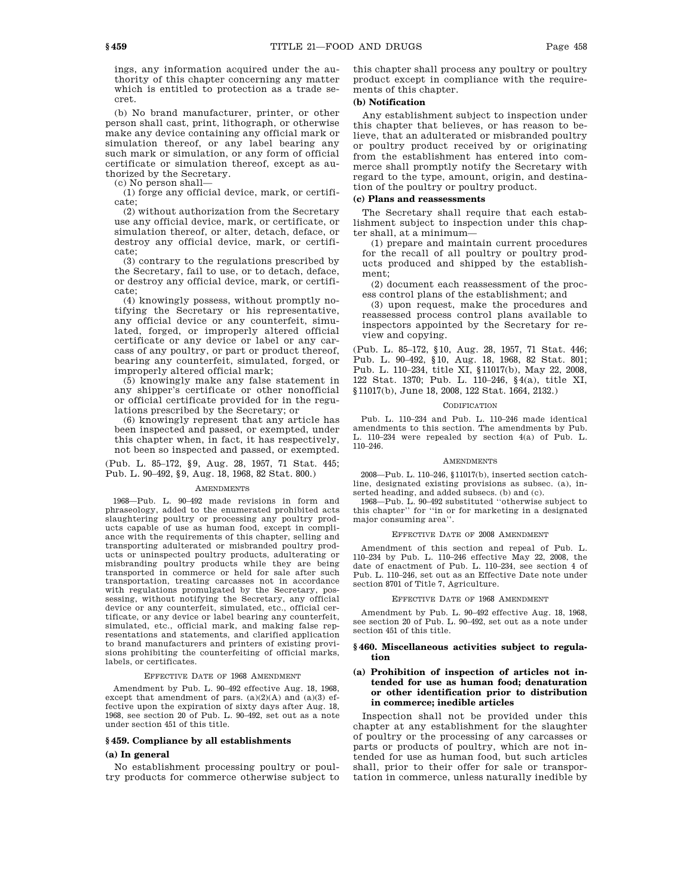ings, any information acquired under the authority of this chapter concerning any matter which is entitled to protection as a trade secret.

(b) No brand manufacturer, printer, or other person shall cast, print, lithograph, or otherwise make any device containing any official mark or simulation thereof, or any label bearing any such mark or simulation, or any form of official certificate or simulation thereof, except as authorized by the Secretary.

(c) No person shall—

(1) forge any official device, mark, or certificate;

(2) without authorization from the Secretary use any official device, mark, or certificate, or simulation thereof, or alter, detach, deface, or destroy any official device, mark, or certificate;

(3) contrary to the regulations prescribed by the Secretary, fail to use, or to detach, deface, or destroy any official device, mark, or certificate;

(4) knowingly possess, without promptly notifying the Secretary or his representative, any official device or any counterfeit, simulated, forged, or improperly altered official certificate or any device or label or any carcass of any poultry, or part or product thereof, bearing any counterfeit, simulated, forged, or improperly altered official mark;

(5) knowingly make any false statement in any shipper's certificate or other nonofficial or official certificate provided for in the regulations prescribed by the Secretary; or

(6) knowingly represent that any article has been inspected and passed, or exempted, under this chapter when, in fact, it has respectively, not been so inspected and passed, or exempted.

(Pub. L. 85–172, §9, Aug. 28, 1957, 71 Stat. 445; Pub. L. 90–492, §9, Aug. 18, 1968, 82 Stat. 800.)

AMENDMENTS

1968—Pub. L. 90–492 made revisions in form and phraseology, added to the enumerated prohibited acts slaughtering poultry or processing any poultry products capable of use as human food, except in compliance with the requirements of this chapter, selling and transporting adulterated or misbranded poultry products or uninspected poultry products, adulterating or misbranding poultry products while they are being transported in commerce or held for sale after such transportation, treating carcasses not in accordance with regulations promulgated by the Secretary, possessing, without notifying the Secretary, any official device or any counterfeit, simulated, etc., official certificate, or any device or label bearing any counterfeit, simulated, etc., official mark, and making false representations and statements, and clarified application to brand manufacturers and printers of existing provisions prohibiting the counterfeiting of official marks, labels, or certificates.

EFFECTIVE DATE OF 1968 AMENDMENT

Amendment by Pub. L. 90–492 effective Aug. 18, 1968, except that amendment of pars. (a)(2)(A) and (a)(3) effective upon the expiration of sixty days after Aug. 18, 1968, see section 20 of Pub. L. 90–492, set out as a note under section 451 of this title.

### §459. Compliance by all establishments

#### (a) In general

No establishment processing poultry or poultry products for commerce otherwise subject to this chapter shall process any poultry or poultry product except in compliance with the requirements of this chapter.

#### (b) Notification

Any establishment subject to inspection under this chapter that believes, or has reason to believe, that an adulterated or misbranded poultry or poultry product received by or originating from the establishment has entered into commerce shall promptly notify the Secretary with regard to the type, amount, origin, and destination of the poultry or poultry product.

#### (c) Plans and reassessments

The Secretary shall require that each establishment subject to inspection under this chapter shall, at a minimum—

(1) prepare and maintain current procedures for the recall of all poultry or poultry products produced and shipped by the establishment;

(2) document each reassessment of the process control plans of the establishment; and

(3) upon request, make the procedures and reassessed process control plans available to inspectors appointed by the Secretary for review and copying.

(Pub. L. 85–172, §10, Aug. 28, 1957, 71 Stat. 446; Pub. L. 90–492, §10, Aug. 18, 1968, 82 Stat. 801; Pub. L. 110–234, title XI, §11017(b), May 22, 2008, 122 Stat. 1370; Pub. L. 110–246, §4(a), title XI, §11017(b), June 18, 2008, 122 Stat. 1664, 2132.)

CODIFICATION

Pub. L. 110–234 and Pub. L. 110–246 made identical amendments to this section. The amendments by Pub. L. 110–234 were repealed by section 4(a) of Pub. L. 110–246.

AMENDMENTS

2008—Pub. L. 110–246, §11017(b), inserted section catchline, designated existing provisions as subsec. (a), inserted heading, and added subsecs. (b) and (c).

1968—Pub. L. 90–492 substituted "otherwise subject to this chapter" for "in or for marketing in a designated major consuming area".

EFFECTIVE DATE OF 2008 AMENDMENT

Amendment of this section and repeal of Pub. L. 110–234 by Pub. L. 110–246 effective May 22, 2008, the date of enactment of Pub. L. 110–234, see section 4 of Pub. L. 110–246, set out as an Effective Date note under section 8701 of Title 7, Agriculture.

EFFECTIVE DATE OF 1968 AMENDMENT

Amendment by Pub. L. 90–492 effective Aug. 18, 1968, see section 20 of Pub. L. 90–492, set out as a note under section 451 of this title.

### §460. Miscellaneous activities subject to regulation

#### (a) Prohibition of inspection of articles not intended for use as human food; denaturation or other identification prior to distribution in commerce; inedible articles

Inspection shall not be provided under this chapter at any establishment for the slaughter of poultry or the processing of any carcasses or parts or products of poultry, which are not intended for use as human food, but such articles shall, prior to their offer for sale or transportation in commerce, unless naturally inedible by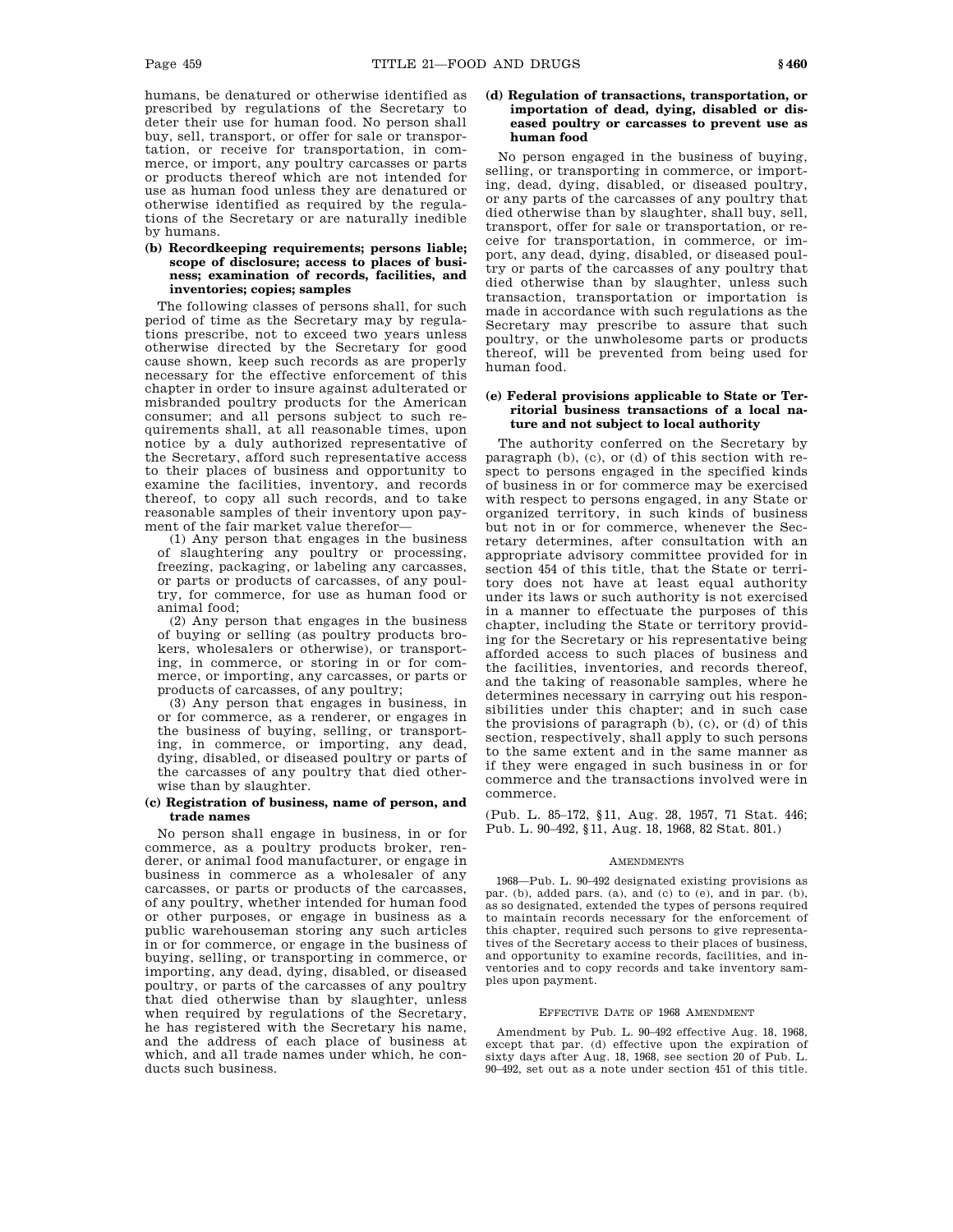humans, be denatured or otherwise identified as prescribed by regulations of the Secretary to deter their use for human food. No person shall buy, sell, transport, or offer for sale or transportation, or receive for transportation, in commerce, or import, any poultry carcasses or parts or products thereof which are not intended for use as human food unless they are denatured or otherwise identified as required by the regulations of the Secretary or are naturally inedible by humans.

**(b) Recordkeeping requirements; persons liable; scope of disclosure; access to places of business; examination of records, facilities, and inventories; copies; samples**

The following classes of persons shall, for such period of time as the Secretary may by regulations prescribe, not to exceed two years unless otherwise directed by the Secretary for good cause shown, keep such records as are properly necessary for the effective enforcement of this chapter in order to insure against adulterated or misbranded poultry products for the American consumer; and all persons subject to such requirements shall, at all reasonable times, upon notice by a duly authorized representative of the Secretary, afford such representative access to their places of business and opportunity to examine the facilities, inventory, and records thereof, to copy all such records, and to take reasonable samples of their inventory upon payment of the fair market value therefor—

(1) Any person that engages in the business of slaughtering any poultry or processing, freezing, packaging, or labeling any carcasses, or parts or products of carcasses, of any poultry, for commerce, for use as human food or animal food;

(2) Any person that engages in the business of buying or selling (as poultry products brokers, wholesalers or otherwise), or transporting, in commerce, or storing in or for commerce, or importing, any carcasses, or parts or products of carcasses, of any poultry;

(3) Any person that engages in business, in or for commerce, as a renderer, or engages in the business of buying, selling, or transporting, in commerce, or importing, any dead, dying, disabled, or diseased poultry or parts of the carcasses of any poultry that died otherwise than by slaughter.

**(c) Registration of business, name of person, and trade names**

No person shall engage in business, in or for commerce, as a poultry products broker, renderer, or animal food manufacturer, or engage in business in commerce as a wholesaler of any carcasses, or parts or products of the carcasses, of any poultry, whether intended for human food or other purposes, or engage in business as a public warehouseman storing any such articles in or for commerce, or engage in the business of buying, selling, or transporting in commerce, or importing, any dead, dying, disabled, or diseased poultry, or parts of the carcasses of any poultry that died otherwise than by slaughter, unless when required by regulations of the Secretary, he has registered with the Secretary his name, and the address of each place of business at which, and all trade names under which, he conducts such business.

**(d) Regulation of transactions, transportation, or importation of dead, dying, disabled or diseased poultry or carcasses to prevent use as human food**

No person engaged in the business of buying, selling, or transporting in commerce, or importing, dead, dying, disabled, or diseased poultry, or any parts of the carcasses of any poultry that died otherwise than by slaughter, shall buy, sell, transport, offer for sale or transportation, or receive for transportation, in commerce, or import, any dead, dying, disabled, or diseased poultry or parts of the carcasses of any poultry that died otherwise than by slaughter, unless such transaction, transportation or importation is made in accordance with such regulations as the Secretary may prescribe to assure that such poultry, or the unwholesome parts or products thereof, will be prevented from being used for human food.

**(e) Federal provisions applicable to State or Territorial business transactions of a local nature and not subject to local authority**

The authority conferred on the Secretary by paragraph (b), (c), or (d) of this section with respect to persons engaged in the specified kinds of business in or for commerce may be exercised with respect to persons engaged, in any State or organized territory, in such kinds of business but not in or for commerce, whenever the Secretary determines, after consultation with an appropriate advisory committee provided for in section 454 of this title, that the State or territory does not have at least equal authority under its laws or such authority is not exercised in a manner to effectuate the purposes of this chapter, including the State or territory providing for the Secretary or his representative being afforded access to such places of business and the facilities, inventories, and records thereof, and the taking of reasonable samples, where he determines necessary in carrying out his responsibilities under this chapter; and in such case the provisions of paragraph (b), (c), or (d) of this section, respectively, shall apply to such persons to the same extent and in the same manner as if they were engaged in such business in or for commerce and the transactions involved were in commerce.

(Pub. L. 85–172, §11, Aug. 28, 1957, 71 Stat. 446; Pub. L. 90–492, §11, Aug. 18, 1968, 82 Stat. 801.)

AMENDMENTS

1968—Pub. L. 90–492 designated existing provisions as par. (b), added pars. (a), and (c) to (e), and in par. (b), as so designated, extended the types of persons required to maintain records necessary for the enforcement of this chapter, required such persons to give representatives of the Secretary access to their places of business, and opportunity to examine records, facilities, and inventories and to copy records and take inventory samples upon payment.

EFFECTIVE DATE OF 1968 AMENDMENT

Amendment by Pub. L. 90–492 effective Aug. 18, 1968, except that par. (d) effective upon the expiration of sixty days after Aug. 18, 1968, see section 20 of Pub. L. 90–492, set out as a note under section 451 of this title.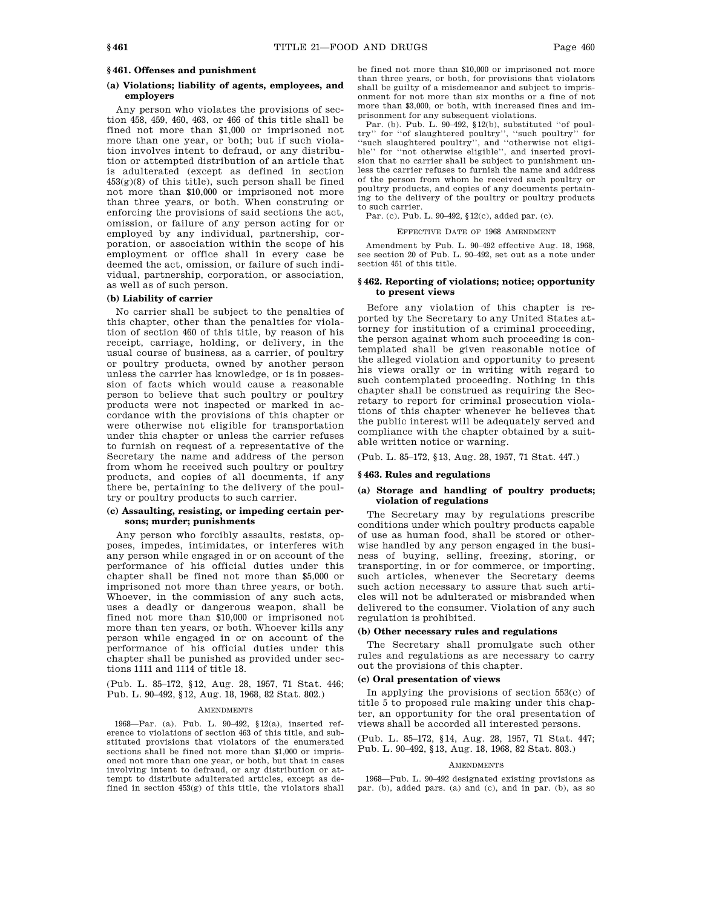### § 461. Offenses and punishment

#### (a) Violations; liability of agents, employees, and employers

Any person who violates the provisions of section 458, 459, 460, 463, or 466 of this title shall be fined not more than $1,000 or imprisoned not more than one year, or both; but if such violation involves intent to defraud, or any distribution or attempted distribution of an article that is adulterated (except as defined in section 453(g)(8) of this title), such person shall be fined not more than $10,000 or imprisoned not more than three years, or both. When construing or enforcing the provisions of said sections the act, omission, or failure of any person acting for or employed by any individual, partnership, corporation, or association within the scope of his employment or office shall in every case be deemed the act, omission, or failure of such individual, partnership, corporation, or association, as well as of such person.

#### (b) Liability of carrier

No carrier shall be subject to the penalties of this chapter, other than the penalties for violation of section 460 of this title, by reason of his receipt, carriage, holding, or delivery, in the usual course of business, as a carrier, of poultry or poultry products, owned by another person unless the carrier has knowledge, or is in possession of facts which would cause a reasonable person to believe that such poultry or poultry products were not inspected or marked in accordance with the provisions of this chapter or were otherwise not eligible for transportation under this chapter or unless the carrier refuses to furnish on request of a representative of the Secretary the name and address of the person from whom he received such poultry or poultry products, and copies of all documents, if any there be, pertaining to the delivery of the poultry or poultry products to such carrier.

#### (c) Assaulting, resisting, or impeding certain persons; murder; punishments

Any person who forcibly assaults, resists, opposes, impedes, intimidates, or interferes with any person while engaged in or on account of the performance of his official duties under this chapter shall be fined not more than $5,000 or imprisoned not more than three years, or both. Whoever, in the commission of any such acts, uses a deadly or dangerous weapon, shall be fined not more than $10,000 or imprisoned not more than ten years, or both. Whoever kills any person while engaged in or on account of the performance of his official duties under this chapter shall be punished as provided under sections 1111 and 1114 of title 18.

(Pub. L. 85–172, §12, Aug. 28, 1957, 71 Stat. 446; Pub. L. 90–492, §12, Aug. 18, 1968, 82 Stat. 802.)

AMENDMENTS

1968—Par. (a). Pub. L. 90–492, §12(a), inserted reference to violations of section 463 of this title, and substituted provisions that violators of the enumerated sections shall be fined not more than $1,000 or imprisoned not more than one year, or both, but that in cases involving intent to defraud, or any distribution or attempt to distribute adulterated articles, except as defined in section 453(g) of this title, the violators shall be fined not more than $10,000 or imprisoned not more than three years, or both, for provisions that violators shall be guilty of a misdemeanor and subject to imprisonment for not more than six months or a fine of not more than $3,000, or both, with increased fines and imprisonment for any subsequent violations.

Par. (b). Pub. L. 90–492, §12(b), substituted "of poultry" for "of slaughtered poultry", "such poultry" for "such slaughtered poultry", and "otherwise not eligible" for "not otherwise eligible", and inserted provision that no carrier shall be subject to punishment unless the carrier refuses to furnish the name and address of the person from whom he received such poultry or poultry products, and copies of any documents pertaining to the delivery of the poultry or poultry products to such carrier.

Par. (c). Pub. L. 90–492, §12(c), added par. (c).

EFFECTIVE DATE OF 1968 AMENDMENT

Amendment by Pub. L. 90–492 effective Aug. 18, 1968, see section 20 of Pub. L. 90–492, set out as a note under section 451 of this title.

### § 462. Reporting of violations; notice; opportunity to present views

Before any violation of this chapter is reported by the Secretary to any United States attorney for institution of a criminal proceeding, the person against whom such proceeding is contemplated shall be given reasonable notice of the alleged violation and opportunity to present his views orally or in writing with regard to such contemplated proceeding. Nothing in this chapter shall be construed as requiring the Secretary to report for criminal prosecution violations of this chapter whenever he believes that the public interest will be adequately served and compliance with the chapter obtained by a suitable written notice or warning.

(Pub. L. 85–172, §13, Aug. 28, 1957, 71 Stat. 447.)

### § 463. Rules and regulations

#### (a) Storage and handling of poultry products; violation of regulations

The Secretary may by regulations prescribe conditions under which poultry products capable of use as human food, shall be stored or otherwise handled by any person engaged in the business of buying, selling, freezing, storing, or transporting, in or for commerce, or importing, such articles, whenever the Secretary deems such action necessary to assure that such articles will not be adulterated or misbranded when delivered to the consumer. Violation of any such regulation is prohibited.

#### (b) Other necessary rules and regulations

The Secretary shall promulgate such other rules and regulations as are necessary to carry out the provisions of this chapter.

#### (c) Oral presentation of views

In applying the provisions of section 553(c) of title 5 to proposed rule making under this chapter, an opportunity for the oral presentation of views shall be accorded all interested persons.

(Pub. L. 85–172, §14, Aug. 28, 1957, 71 Stat. 447; Pub. L. 90–492, §13, Aug. 18, 1968, 82 Stat. 803.)

AMENDMENTS

1968—Pub. L. 90–492 designated existing provisions as par. (b), added pars. (a) and (c), and in par. (b), as so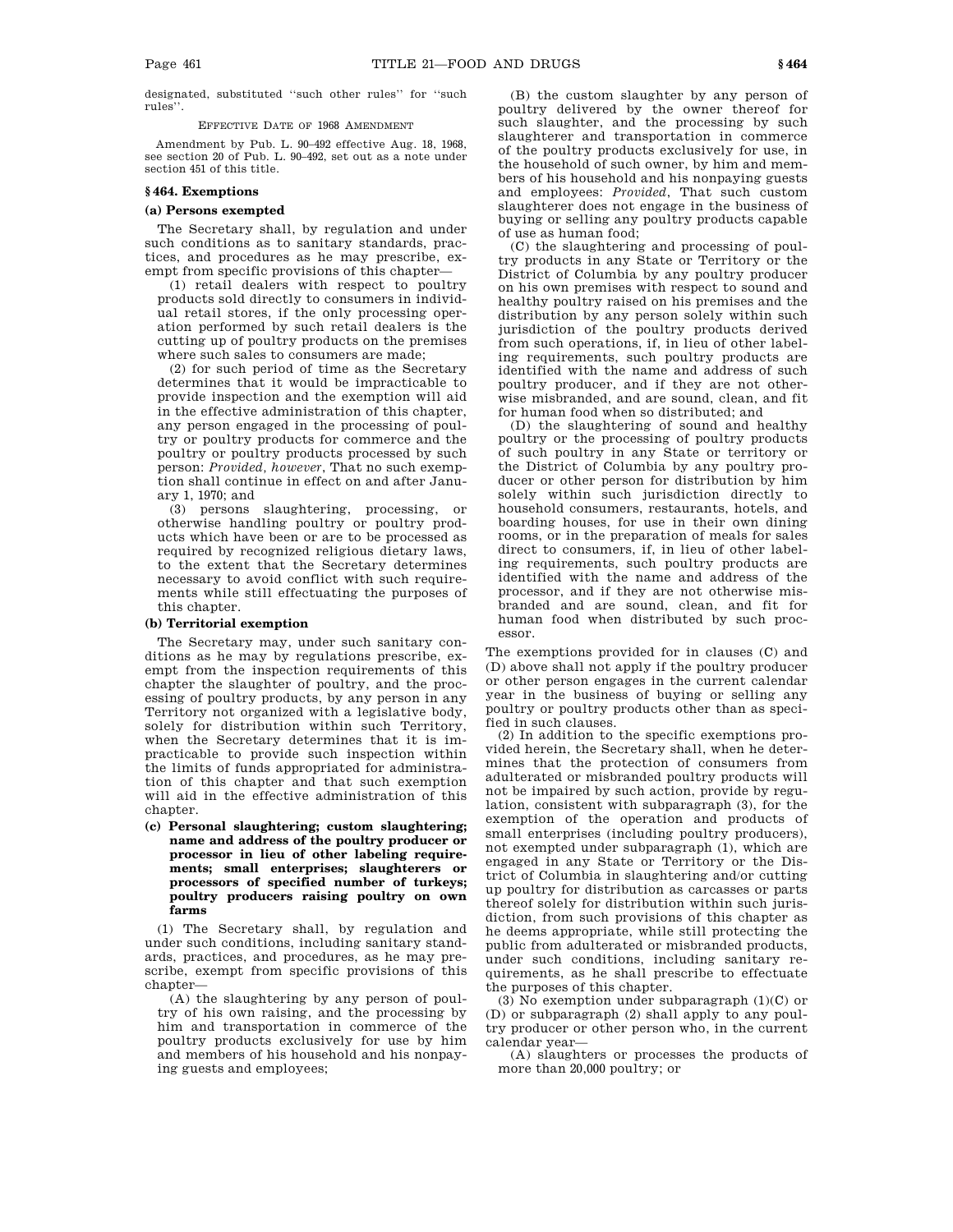designated, substituted "such other rules" for "such rules".

Effective Date of 1968 Amendment

Amendment by Pub. L. 90–492 effective Aug. 18, 1968, see section 20 of Pub. L. 90–492, set out as a note under section 451 of this title.

### § 464. Exemptions

#### (a) Persons exempted

The Secretary shall, by regulation and under such conditions as to sanitary standards, practices, and procedures as he may prescribe, exempt from specific provisions of this chapter—

(1) retail dealers with respect to poultry products sold directly to consumers in individual retail stores, if the only processing operation performed by such retail dealers is the cutting up of poultry products on the premises where such sales to consumers are made;

(2) for such period of time as the Secretary determines that it would be impracticable to provide inspection and the exemption will aid in the effective administration of this chapter, any person engaged in the processing of poultry or poultry products for commerce and the poultry or poultry products processed by such person: *Provided, however*, That no such exemption shall continue in effect on and after January 1, 1970; and

(3) persons slaughtering, processing, or otherwise handling poultry or poultry products which have been or are to be processed as required by recognized religious dietary laws, to the extent that the Secretary determines necessary to avoid conflict with such requirements while still effectuating the purposes of this chapter.

#### (b) Territorial exemption

The Secretary may, under such sanitary conditions as he may by regulations prescribe, exempt from the inspection requirements of this chapter the slaughter of poultry, and the processing of poultry products, by any person in any Territory not organized with a legislative body, solely for distribution within such Territory, when the Secretary determines that it is impracticable to provide such inspection within the limits of funds appropriated for administration of this chapter and that such exemption will aid in the effective administration of this chapter.

#### (c) Personal slaughtering; custom slaughtering; name and address of the poultry producer or processor in lieu of other labeling requirements; small enterprises; slaughterers or processors of specified number of turkeys; poultry producers raising poultry on own farms

(1) The Secretary shall, by regulation and under such conditions, including sanitary standards, practices, and procedures, as he may prescribe, exempt from specific provisions of this chapter—

(A) the slaughtering by any person of poultry of his own raising, and the processing by him and transportation in commerce of the poultry products exclusively for use by him and members of his household and his nonpaying guests and employees;

(B) the custom slaughter by any person of poultry delivered by the owner thereof for such slaughter, and the processing by such slaughterer and transportation in commerce of the poultry products exclusively for use, in the household of such owner, by him and members of his household and his nonpaying guests and employees: *Provided*, That such custom slaughterer does not engage in the business of buying or selling any poultry products capable of use as human food;

(C) the slaughtering and processing of poultry products in any State or Territory or the District of Columbia by any poultry producer on his own premises with respect to sound and healthy poultry raised on his premises and the distribution by any person solely within such jurisdiction of the poultry products derived from such operations, if, in lieu of other labeling requirements, such poultry products are identified with the name and address of such poultry producer, and if they are not otherwise misbranded, and are sound, clean, and fit for human food when so distributed; and

(D) the slaughtering of sound and healthy poultry or the processing of poultry products of such poultry in any State or territory or the District of Columbia by any poultry producer or other person for distribution by him solely within such jurisdiction directly to household consumers, restaurants, hotels, and boarding houses, for use in their own dining rooms, or in the preparation of meals for sales direct to consumers, if, in lieu of other labeling requirements, such poultry products are identified with the name and address of the processor, and if they are not otherwise misbranded and are sound, clean, and fit for human food when distributed by such processor.

The exemptions provided for in clauses (C) and (D) above shall not apply if the poultry producer or other person engages in the current calendar year in the business of buying or selling any poultry or poultry products other than as specified in such clauses.

(2) In addition to the specific exemptions provided herein, the Secretary shall, when he determines that the protection of consumers from adulterated or misbranded poultry products will not be impaired by such action, provide by regulation, consistent with subparagraph (3), for the exemption of the operation and products of small enterprises (including poultry producers), not exempted under subparagraph (1), which are engaged in any State or Territory or the District of Columbia in slaughtering and/or cutting up poultry for distribution as carcasses or parts thereof solely for distribution within such jurisdiction, from such provisions of this chapter as he deems appropriate, while still protecting the public from adulterated or misbranded products, under such conditions, including sanitary requirements, as he shall prescribe to effectuate the purposes of this chapter.

(3) No exemption under subparagraph (1)(C) or (D) or subparagraph (2) shall apply to any poultry producer or other person who, in the current calendar year—

(A) slaughters or processes the products of more than 20,000 poultry; or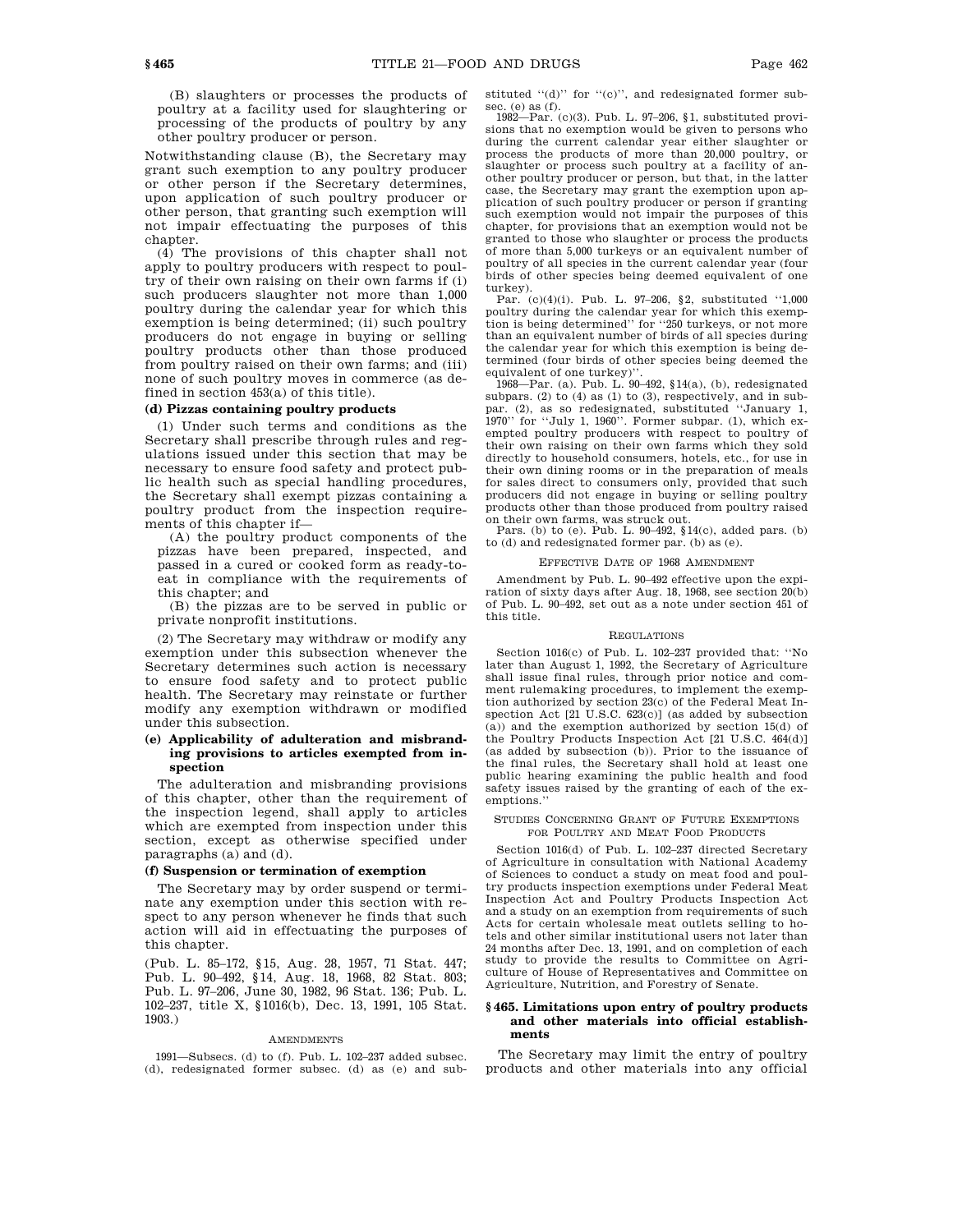(B) slaughters or processes the products of poultry at a facility used for slaughtering or processing of the products of poultry by any other poultry producer or person.

Notwithstanding clause (B), the Secretary may grant such exemption to any poultry producer or other person if the Secretary determines, upon application of such poultry producer or other person, that granting such exemption will not impair effectuating the purposes of this chapter.

(4) The provisions of this chapter shall not apply to poultry producers with respect to poultry of their own raising on their own farms if (i) such producers slaughter not more than 1,000 poultry during the calendar year for which this exemption is being determined; (ii) such poultry producers do not engage in buying or selling poultry products other than those produced from poultry raised on their own farms; and (iii) none of such poultry moves in commerce (as defined in section 453(a) of this title).

**(d) Pizzas containing poultry products**

(1) Under such terms and conditions as the Secretary shall prescribe through rules and regulations issued under this section that may be necessary to ensure food safety and protect public health such as special handling procedures, the Secretary shall exempt pizzas containing a poultry product from the inspection requirements of this chapter if—

(A) the poultry product components of the pizzas have been prepared, inspected, and passed in a cured or cooked form as ready-to-eat in compliance with the requirements of this chapter; and

(B) the pizzas are to be served in public or private nonprofit institutions.

(2) The Secretary may withdraw or modify any exemption under this subsection whenever the Secretary determines such action is necessary to ensure food safety and to protect public health. The Secretary may reinstate or further modify any exemption withdrawn or modified under this subsection.

**(e) Applicability of adulteration and misbranding provisions to articles exempted from inspection**

The adulteration and misbranding provisions of this chapter, other than the requirement of the inspection legend, shall apply to articles which are exempted from inspection under this section, except as otherwise specified under paragraphs (a) and (d).

**(f) Suspension or termination of exemption**

The Secretary may by order suspend or terminate any exemption under this section with respect to any person whenever he finds that such action will aid in effectuating the purposes of this chapter.

(Pub. L. 85–172, §15, Aug. 28, 1957, 71 Stat. 447; Pub. L. 90–492, §14, Aug. 18, 1968, 82 Stat. 803; Pub. L. 97–206, June 30, 1982, 96 Stat. 136; Pub. L. 102–237, title X, §1016(b), Dec. 13, 1991, 105 Stat. 1903.)

AMENDMENTS

1991—Subsecs. (d) to (f). Pub. L. 102–237 added subsec. (d), redesignated former subsec. (d) as (e) and substituted "(d)" for "(c)", and redesignated former subsec. (e) as (f).

1982—Par. (c)(3). Pub. L. 97–206, §1, substituted provisions that no exemption would be given to persons who during the current calendar year either slaughter or process the products of more than 20,000 poultry, or slaughter or process such poultry at a facility of another poultry producer or person, but that, in the latter case, the Secretary may grant the exemption upon application of such poultry producer or person if granting such exemption would not impair the purposes of this chapter, for provisions that an exemption would not be granted to those who slaughter or process the products of more than 5,000 turkeys or an equivalent number of poultry of all species in the current calendar year (four birds of other species being deemed equivalent of one turkey).

Par. (c)(4)(i). Pub. L. 97–206, §2, substituted "1,000 poultry during the calendar year for which this exemption is being determined" for "250 turkeys, or not more than an equivalent number of birds of all species during the calendar year for which this exemption is being determined (four birds of other species being deemed the equivalent of one turkey)".

1968—Par. (a). Pub. L. 90–492, §14(a), (b), redesignated subpars. (2) to (4) as (1) to (3), respectively, and in subpar. (2), as so redesignated, substituted "January 1, 1970" for "July 1, 1960". Former subpar. (1), which exempted poultry producers with respect to poultry of their own raising on their own farms which they sold directly to household consumers, hotels, etc., for use in their own dining rooms or in the preparation of meals for sales direct to consumers only, provided that such producers did not engage in buying or selling poultry products other than those produced from poultry raised on their own farms, was struck out.

Pars. (b) to (e). Pub. L. 90–492, §14(c), added pars. (b) to (d) and redesignated former par. (b) as (e).

EFFECTIVE DATE OF 1968 AMENDMENT

Amendment by Pub. L. 90–492 effective upon the expiration of sixty days after Aug. 18, 1968, see section 20(b) of Pub. L. 90–492, set out as a note under section 451 of this title.

REGULATIONS

Section 1016(c) of Pub. L. 102–237 provided that: "No later than August 1, 1992, the Secretary of Agriculture shall issue final rules, through prior notice and comment rulemaking procedures, to implement the exemption authorized by section 23(c) of the Federal Meat Inspection Act [21 U.S.C. 623(c)] (as added by subsection (a)) and the exemption authorized by section 15(d) of the Poultry Products Inspection Act [21 U.S.C. 464(d)] (as added by subsection (b)). Prior to the issuance of the final rules, the Secretary shall hold at least one public hearing examining the public health and food safety issues raised by the granting of each of the exemptions."

STUDIES CONCERNING GRANT OF FUTURE EXEMPTIONS FOR POULTRY AND MEAT FOOD PRODUCTS

Section 1016(d) of Pub. L. 102–237 directed Secretary of Agriculture in consultation with National Academy of Sciences to conduct a study on meat food and poultry products inspection exemptions under Federal Meat Inspection Act and Poultry Products Inspection Act and a study on an exemption from requirements of such Acts for certain wholesale meat outlets selling to hotels and other similar institutional users not later than 24 months after Dec. 13, 1991, and on completion of each study to provide the results to Committee on Agriculture of House of Representatives and Committee on Agriculture, Nutrition, and Forestry of Senate.

## §465. Limitations upon entry of poultry products and other materials into official establishments

The Secretary may limit the entry of poultry products and other materials into any official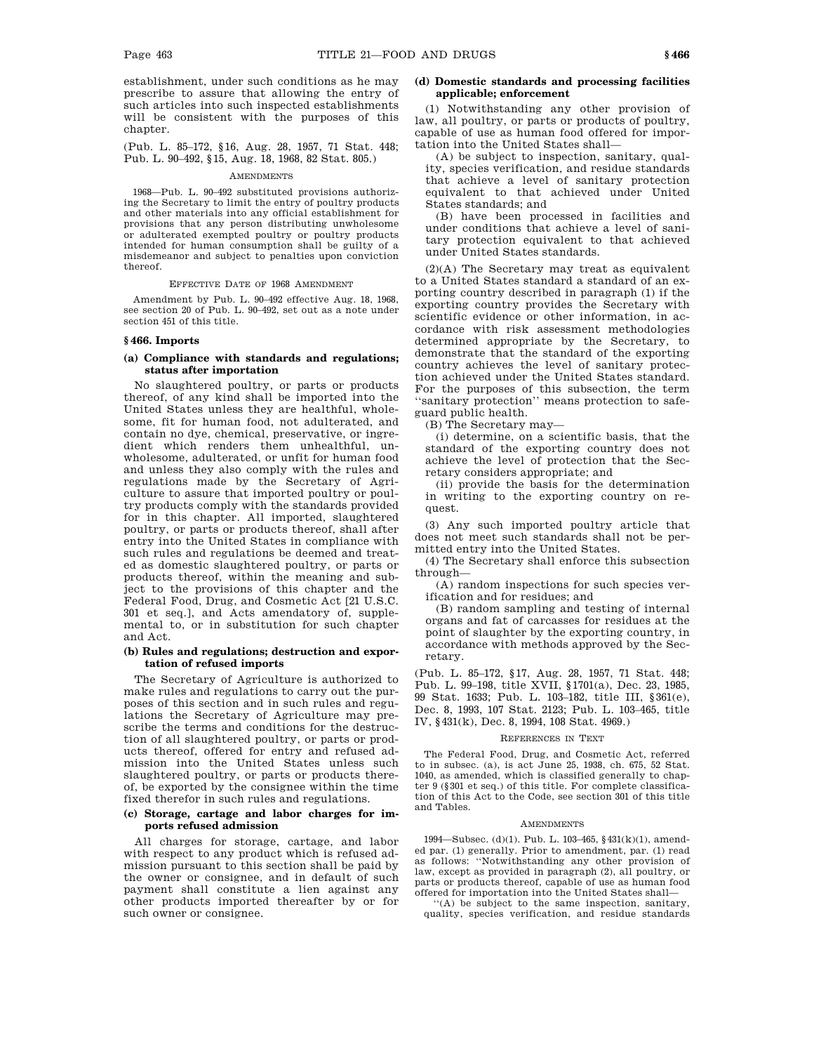establishment, under such conditions as he may prescribe to assure that allowing the entry of such articles into such inspected establishments will be consistent with the purposes of this chapter.

(Pub. L. 85–172, §16, Aug. 28, 1957, 71 Stat. 448; Pub. L. 90–492, §15, Aug. 18, 1968, 82 Stat. 805.)

AMENDMENTS

1968—Pub. L. 90–492 substituted provisions authorizing the Secretary to limit the entry of poultry products and other materials into any official establishment for provisions that any person distributing unwholesome or adulterated exempted poultry or poultry products intended for human consumption shall be guilty of a misdemeanor and subject to penalties upon conviction thereof.

EFFECTIVE DATE OF 1968 AMENDMENT

Amendment by Pub. L. 90–492 effective Aug. 18, 1968, see section 20 of Pub. L. 90–492, set out as a note under section 451 of this title.

## §466. Imports

### (a) Compliance with standards and regulations; status after importation

No slaughtered poultry, or parts or products thereof, of any kind shall be imported into the United States unless they are healthful, wholesome, fit for human food, not adulterated, and contain no dye, chemical, preservative, or ingredient which renders them unhealthful, unwholesome, adulterated, or unfit for human food and unless they also comply with the rules and regulations made by the Secretary of Agriculture to assure that imported poultry or poultry products comply with the standards provided for in this chapter. All imported, slaughtered poultry, or parts or products thereof, shall after entry into the United States in compliance with such rules and regulations be deemed and treated as domestic slaughtered poultry, or parts or products thereof, within the meaning and subject to the provisions of this chapter and the Federal Food, Drug, and Cosmetic Act [21 U.S.C. 301 et seq.], and Acts amendatory of, supplemental to, or in substitution for such chapter and Act.

### (b) Rules and regulations; destruction and exportation of refused imports

The Secretary of Agriculture is authorized to make rules and regulations to carry out the purposes of this section and in such rules and regulations the Secretary of Agriculture may prescribe the terms and conditions for the destruction of all slaughtered poultry, or parts or products thereof, offered for entry and refused admission into the United States unless such slaughtered poultry, or parts or products thereof, be exported by the consignee within the time fixed therefor in such rules and regulations.

### (c) Storage, cartage and labor charges for imports refused admission

All charges for storage, cartage, and labor with respect to any product which is refused admission pursuant to this section shall be paid by the owner or consignee, and in default of such payment shall constitute a lien against any other products imported thereafter by or for such owner or consignee.

### (d) Domestic standards and processing facilities applicable; enforcement

(1) Notwithstanding any other provision of law, all poultry, or parts or products of poultry, capable of use as human food offered for importation into the United States shall—

(A) be subject to inspection, sanitary, quality, species verification, and residue standards that achieve a level of sanitary protection equivalent to that achieved under United States standards; and

(B) have been processed in facilities and under conditions that achieve a level of sanitary protection equivalent to that achieved under United States standards.

(2)(A) The Secretary may treat as equivalent to a United States standard a standard of an exporting country described in paragraph (1) if the exporting country provides the Secretary with scientific evidence or other information, in accordance with risk assessment methodologies determined appropriate by the Secretary, to demonstrate that the standard of the exporting country achieves the level of sanitary protection achieved under the United States standard. For the purposes of this subsection, the term ''sanitary protection'' means protection to safeguard public health.

(B) The Secretary may—

(i) determine, on a scientific basis, that the standard of the exporting country does not achieve the level of protection that the Secretary considers appropriate; and

(ii) provide the basis for the determination in writing to the exporting country on request.

(3) Any such imported poultry article that does not meet such standards shall not be permitted entry into the United States.

(4) The Secretary shall enforce this subsection through—

(A) random inspections for such species verification and for residues; and

(B) random sampling and testing of internal organs and fat of carcasses for residues at the point of slaughter by the exporting country, in accordance with methods approved by the Secretary.

(Pub. L. 85–172, §17, Aug. 28, 1957, 71 Stat. 448; Pub. L. 99–198, title XVII, §1701(a), Dec. 23, 1985, 99 Stat. 1633; Pub. L. 103–182, title III, §361(e), Dec. 8, 1993, 107 Stat. 2123; Pub. L. 103–465, title IV, §431(k), Dec. 8, 1994, 108 Stat. 4969.)

REFERENCES IN TEXT

The Federal Food, Drug, and Cosmetic Act, referred to in subsec. (a), is act June 25, 1938, ch. 675, 52 Stat. 1040, as amended, which is classified generally to chapter 9 (§301 et seq.) of this title. For complete classification of this Act to the Code, see section 301 of this title and Tables.

AMENDMENTS

1994—Subsec. (d)(1). Pub. L. 103–465, §431(k)(1), amended par. (1) generally. Prior to amendment, par. (1) read as follows: ''Notwithstanding any other provision of law, except as provided in paragraph (2), all poultry, or parts or products thereof, capable of use as human food offered for importation into the United States shall—

''(A) be subject to the same inspection, sanitary, quality, species verification, and residue standards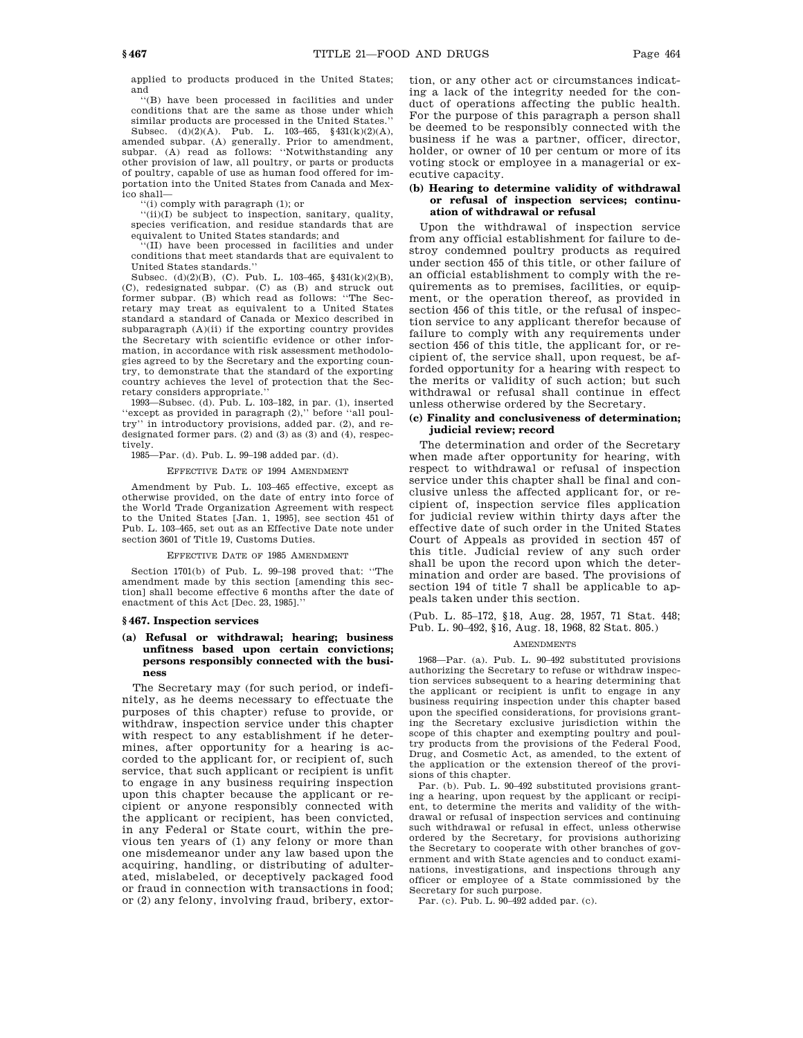applied to products produced in the United States; and

"(B) have been processed in facilities and under conditions that are the same as those under which similar products are processed in the United States."

Subsec. (d)(2)(A). Pub. L. 103–465, §431(k)(2)(A), amended subpar. (A) generally. Prior to amendment, subpar. (A) read as follows: "Notwithstanding any other provision of law, all poultry, or parts or products of poultry, capable of use as human food offered for importation into the United States from Canada and Mexico shall—

"(i) comply with paragraph (1); or

"(ii)(I) be subject to inspection, sanitary, quality, species verification, and residue standards that are equivalent to United States standards; and

"(II) have been processed in facilities and under conditions that meet standards that are equivalent to United States standards."

Subsec. (d)(2)(B), (C). Pub. L. 103–465, §431(k)(2)(B), (C), redesignated subpar. (C) as (B) and struck out former subpar. (B) which read as follows: "The Secretary may treat as equivalent to a United States standard a standard of Canada or Mexico described in subparagraph (A)(ii) if the exporting country provides the Secretary with scientific evidence or other information, in accordance with risk assessment methodologies agreed to by the Secretary and the exporting country, to demonstrate that the standard of the exporting country achieves the level of protection that the Secretary considers appropriate."

1993—Subsec. (d). Pub. L. 103–182, in par. (1), inserted "except as provided in paragraph (2)," before "all poultry" in introductory provisions, added par. (2), and redesignated former pars. (2) and (3) as (3) and (4), respectively.

1985—Par. (d). Pub. L. 99–198 added par. (d).

EFFECTIVE DATE OF 1994 AMENDMENT

Amendment by Pub. L. 103–465 effective, except as otherwise provided, on the date of entry into force of the World Trade Organization Agreement with respect to the United States [Jan. 1, 1995], see section 451 of Pub. L. 103–465, set out as an Effective Date note under section 3601 of Title 19, Customs Duties.

EFFECTIVE DATE OF 1985 AMENDMENT

Section 1701(b) of Pub. L. 99–198 proved that: "The amendment made by this section [amending this section] shall become effective 6 months after the date of enactment of this Act [Dec. 23, 1985]."

## §467. Inspection services

### (a) Refusal or withdrawal; hearing; business unfitness based upon certain convictions; persons responsibly connected with the business

The Secretary may (for such period, or indefinitely, as he deems necessary to effectuate the purposes of this chapter) refuse to provide, or withdraw, inspection service under this chapter with respect to any establishment if he determines, after opportunity for a hearing is accorded to the applicant for, or recipient of, such service, that such applicant or recipient is unfit to engage in any business requiring inspection upon this chapter because the applicant or recipient or anyone responsibly connected with the applicant or recipient, has been convicted, in any Federal or State court, within the previous ten years of (1) any felony or more than one misdemeanor under any law based upon the acquiring, handling, or distributing of adulterated, mislabeled, or deceptively packaged food or fraud in connection with transactions in food; or (2) any felony, involving fraud, bribery, extortion, or any other act or circumstances indicating a lack of the integrity needed for the conduct of operations affecting the public health. For the purpose of this paragraph a person shall be deemed to be responsibly connected with the business if he was a partner, officer, director, holder, or owner of 10 per centum or more of its voting stock or employee in a managerial or executive capacity.

### (b) Hearing to determine validity of withdrawal or refusal of inspection services; continuation of withdrawal or refusal

Upon the withdrawal of inspection service from any official establishment for failure to destroy condemned poultry products as required under section 455 of this title, or other failure of an official establishment to comply with the requirements as to premises, facilities, or equipment, or the operation thereof, as provided in section 456 of this title, or the refusal of inspection service to any applicant therefor because of failure to comply with any requirements under section 456 of this title, the applicant for, or recipient of, the service shall, upon request, be afforded opportunity for a hearing with respect to the merits or validity of such action; but such withdrawal or refusal shall continue in effect unless otherwise ordered by the Secretary.

### (c) Finality and conclusiveness of determination; judicial review; record

The determination and order of the Secretary when made after opportunity for hearing, with respect to withdrawal or refusal of inspection service under this chapter shall be final and conclusive unless the affected applicant for, or recipient of, inspection service files application for judicial review within thirty days after the effective date of such order in the United States Court of Appeals as provided in section 457 of this title. Judicial review of any such order shall be upon the record upon which the determination and order are based. The provisions of section 194 of title 7 shall be applicable to appeals taken under this section.

(Pub. L. 85–172, §18, Aug. 28, 1957, 71 Stat. 448; Pub. L. 90–492, §16, Aug. 18, 1968, 82 Stat. 805.)

AMENDMENTS

1968—Par. (a). Pub. L. 90–492 substituted provisions authorizing the Secretary to refuse or withdraw inspection services subsequent to a hearing determining that the applicant or recipient is unfit to engage in any business requiring inspection under this chapter based upon the specified considerations, for provisions granting the Secretary exclusive jurisdiction within the scope of this chapter and exempting poultry and poultry products from the provisions of the Federal Food, Drug, and Cosmetic Act, as amended, to the extent of the application or the extension thereof of the provisions of this chapter.

Par. (b). Pub. L. 90–492 substituted provisions granting a hearing, upon request by the applicant or recipient, to determine the merits and validity of the withdrawal or refusal of inspection services and continuing such withdrawal or refusal in effect, unless otherwise ordered by the Secretary, for provisions authorizing the Secretary to cooperate with other branches of government and with State agencies and to conduct examinations, investigations, and inspections through any officer or employee of a State commissioned by the Secretary for such purpose.

Par. (c). Pub. L. 90–492 added par. (c).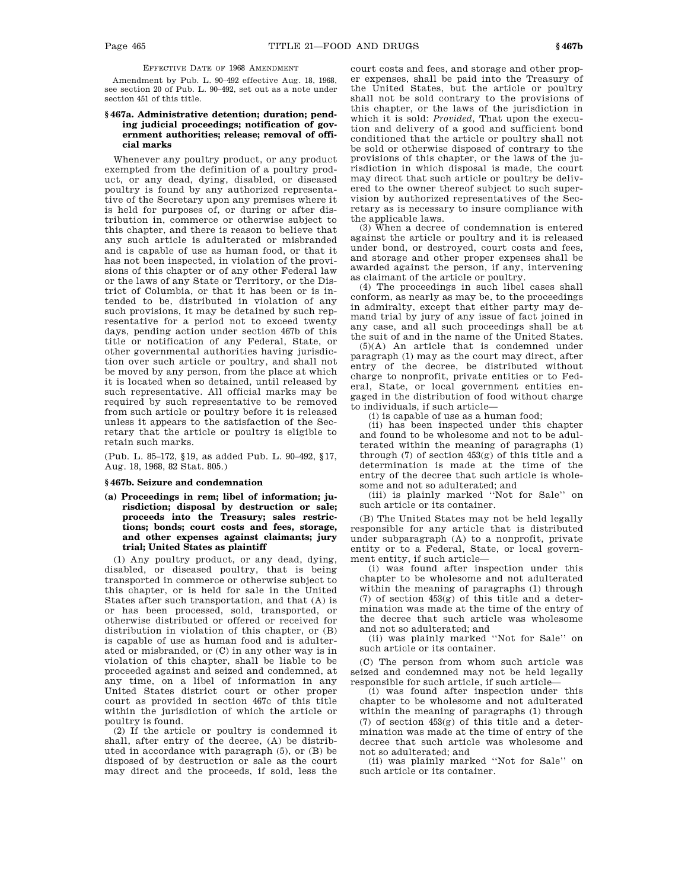EFFECTIVE DATE OF 1968 AMENDMENT

Amendment by Pub. L. 90–492 effective Aug. 18, 1968, see section 20 of Pub. L. 90–492, set out as a note under section 451 of this title.

### § 467a. Administrative detention; duration; pending judicial proceedings; notification of government authorities; release; removal of official marks

Whenever any poultry product, or any product exempted from the definition of a poultry product, or any dead, dying, disabled, or diseased poultry is found by any authorized representative of the Secretary upon any premises where it is held for purposes of, or during or after distribution in, commerce or otherwise subject to this chapter, and there is reason to believe that any such article is adulterated or misbranded and is capable of use as human food, or that it has not been inspected, in violation of the provisions of this chapter or of any other Federal law or the laws of any State or Territory, or the District of Columbia, or that it has been or is intended to be, distributed in violation of any such provisions, it may be detained by such representative for a period not to exceed twenty days, pending action under section 467b of this title or notification of any Federal, State, or other governmental authorities having jurisdiction over such article or poultry, and shall not be moved by any person, from the place at which it is located when so detained, until released by such representative. All official marks may be required by such representative to be removed from such article or poultry before it is released unless it appears to the satisfaction of the Secretary that the article or poultry is eligible to retain such marks.

(Pub. L. 85–172, §19, as added Pub. L. 90–492, §17, Aug. 18, 1968, 82 Stat. 805.)

### § 467b. Seizure and condemnation

**(a) Proceedings in rem; libel of information; jurisdiction; disposal by destruction or sale; proceeds into the Treasury; sales restrictions; bonds; court costs and fees, storage, and other expenses against claimants; jury trial; United States as plaintiff**

(1) Any poultry product, or any dead, dying, disabled, or diseased poultry, that is being transported in commerce or otherwise subject to this chapter, or is held for sale in the United States after such transportation, and that (A) is or has been processed, sold, transported, or otherwise distributed or offered or received for distribution in violation of this chapter, or (B) is capable of use as human food and is adulterated or misbranded, or (C) in any other way is in violation of this chapter, shall be liable to be proceeded against and seized and condemned, at any time, on a libel of information in any United States district court or other proper court as provided in section 467c of this title within the jurisdiction of which the article or poultry is found.

(2) If the article or poultry is condemned it shall, after entry of the decree, (A) be distributed in accordance with paragraph (5), or (B) be disposed of by destruction or sale as the court may direct and the proceeds, if sold, less the court costs and fees, and storage and other proper expenses, shall be paid into the Treasury of the United States, but the article or poultry shall not be sold contrary to the provisions of this chapter, or the laws of the jurisdiction in which it is sold: *Provided*, That upon the execution and delivery of a good and sufficient bond conditioned that the article or poultry shall not be sold or otherwise disposed of contrary to the provisions of this chapter, or the laws of the jurisdiction in which disposal is made, the court may direct that such article or poultry be delivered to the owner thereof subject to such supervision by authorized representatives of the Secretary as is necessary to insure compliance with the applicable laws.

(3) When a decree of condemnation is entered against the article or poultry and it is released under bond, or destroyed, court costs and fees, and storage and other proper expenses shall be awarded against the person, if any, intervening as claimant of the article or poultry.

(4) The proceedings in such libel cases shall conform, as nearly as may be, to the proceedings in admiralty, except that either party may demand trial by jury of any issue of fact joined in any case, and all such proceedings shall be at the suit of and in the name of the United States.

(5)(A) An article that is condemned under paragraph (1) may as the court may direct, after entry of the decree, be distributed without charge to nonprofit, private entities or to Federal, State, or local government entities engaged in the distribution of food without charge to individuals, if such article—

(i) is capable of use as a human food;

(ii) has been inspected under this chapter and found to be wholesome and not to be adulterated within the meaning of paragraphs (1) through (7) of section 453(g) of this title and a determination is made at the time of the entry of the decree that such article is wholesome and not so adulterated; and

(iii) is plainly marked ''Not for Sale'' on such article or its container.

(B) The United States may not be held legally responsible for any article that is distributed under subparagraph (A) to a nonprofit, private entity or to a Federal, State, or local government entity, if such article—

(i) was found after inspection under this chapter to be wholesome and not adulterated within the meaning of paragraphs (1) through (7) of section 453(g) of this title and a determination was made at the time of the entry of the decree that such article was wholesome and not so adulterated; and

(ii) was plainly marked ''Not for Sale'' on such article or its container.

(C) The person from whom such article was seized and condemned may not be held legally responsible for such article, if such article—

(i) was found after inspection under this chapter to be wholesome and not adulterated within the meaning of paragraphs (1) through (7) of section 453(g) of this title and a determination was made at the time of entry of the decree that such article was wholesome and not so adulterated; and

(ii) was plainly marked ''Not for Sale'' on such article or its container.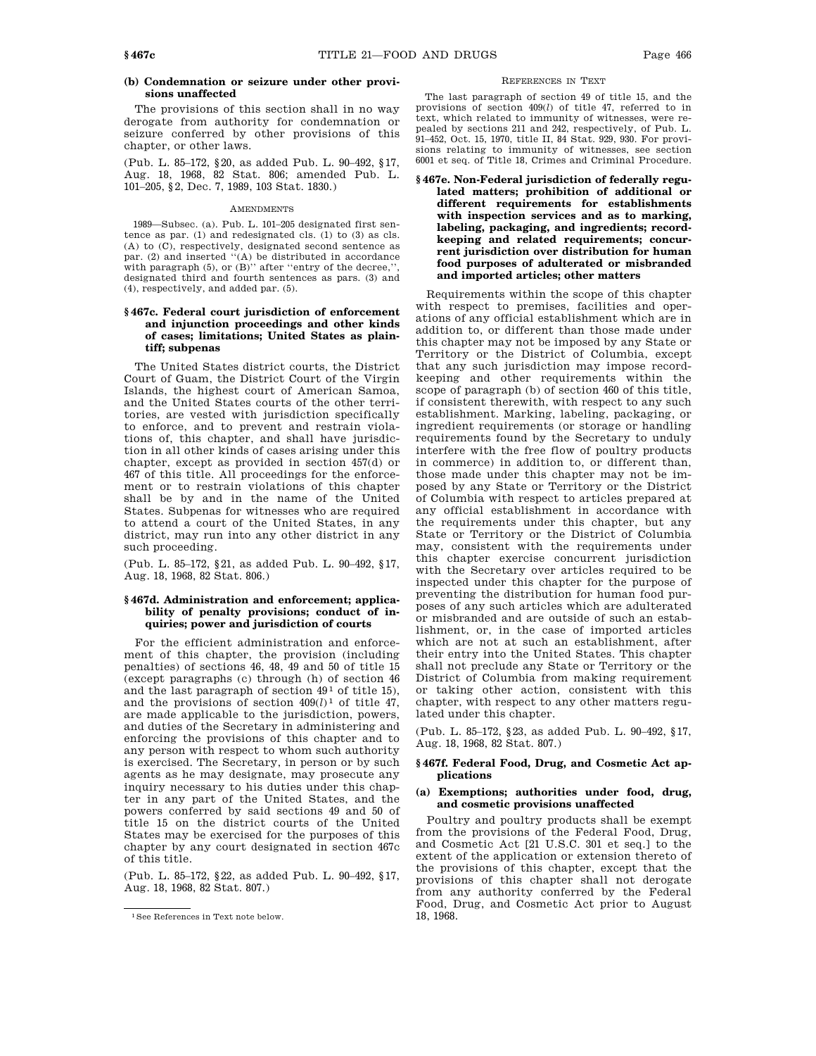**(b) Condemnation or seizure under other provisions unaffected**

The provisions of this section shall in no way derogate from authority for condemnation or seizure conferred by other provisions of this chapter, or other laws.

(Pub. L. 85–172, §20, as added Pub. L. 90–492, §17, Aug. 18, 1968, 82 Stat. 806; amended Pub. L. 101–205, §2, Dec. 7, 1989, 103 Stat. 1830.)

AMENDMENTS

1989—Subsec. (a). Pub. L. 101–205 designated first sentence as par. (1) and redesignated cls. (1) to (3) as cls. (A) to (C), respectively, designated second sentence as par. (2) and inserted "(A) be distributed in accordance with paragraph (5), or (B)" after "entry of the decree,", designated third and fourth sentences as pars. (3) and (4), respectively, and added par. (5).

### §467c. Federal court jurisdiction of enforcement and injunction proceedings and other kinds of cases; limitations; United States as plaintiff; subpenas

The United States district courts, the District Court of Guam, the District Court of the Virgin Islands, the highest court of American Samoa, and the United States courts of the other territories, are vested with jurisdiction specifically to enforce, and to prevent and restrain violations of, this chapter, and shall have jurisdiction in all other kinds of cases arising under this chapter, except as provided in section 457(d) or 467 of this title. All proceedings for the enforcement or to restrain violations of this chapter shall be by and in the name of the United States. Subpenas for witnesses who are required to attend a court of the United States, in any district, may run into any other district in any such proceeding.

(Pub. L. 85–172, §21, as added Pub. L. 90–492, §17, Aug. 18, 1968, 82 Stat. 806.)

### §467d. Administration and enforcement; applicability of penalty provisions; conduct of inquiries; power and jurisdiction of courts

For the efficient administration and enforcement of this chapter, the provision (including penalties) of sections 46, 48, 49 and 50 of title 15 (except paragraphs (c) through (h) of section 46 and the last paragraph of section 49 [1] of title 15), and the provisions of section 409(*l*) [1] of title 47, are made applicable to the jurisdiction, powers, and duties of the Secretary in administering and enforcing the provisions of this chapter and to any person with respect to whom such authority is exercised. The Secretary, in person or by such agents as he may designate, may prosecute any inquiry necessary to his duties under this chapter in any part of the United States, and the powers conferred by said sections 49 and 50 of title 15 on the district courts of the United States may be exercised for the purposes of this chapter by any court designated in section 467c of this title.

(Pub. L. 85–172, §22, as added Pub. L. 90–492, §17, Aug. 18, 1968, 82 Stat. 807.)

[1] See References in Text note below.

REFERENCES IN TEXT

The last paragraph of section 49 of title 15, and the provisions of section 409(*l*) of title 47, referred to in text, which related to immunity of witnesses, were repealed by sections 211 and 242, respectively, of Pub. L. 91–452, Oct. 15, 1970, title II, 84 Stat. 929, 930. For provisions relating to immunity of witnesses, see section 6001 et seq. of Title 18, Crimes and Criminal Procedure.

### §467e. Non-Federal jurisdiction of federally regulated matters; prohibition of additional or different requirements for establishments with inspection services and as to marking, labeling, packaging, and ingredients; recordkeeping and related requirements; concurrent jurisdiction over distribution for human food purposes of adulterated or misbranded and imported articles; other matters

Requirements within the scope of this chapter with respect to premises, facilities and operations of any official establishment which are in addition to, or different than those made under this chapter may not be imposed by any State or Territory or the District of Columbia, except that any such jurisdiction may impose recordkeeping and other requirements within the scope of paragraph (b) of section 460 of this title, if consistent therewith, with respect to any such establishment. Marking, labeling, packaging, or ingredient requirements (or storage or handling requirements found by the Secretary to unduly interfere with the free flow of poultry products in commerce) in addition to, or different than, those made under this chapter may not be imposed by any State or Territory or the District of Columbia with respect to articles prepared at any official establishment in accordance with the requirements under this chapter, but any State or Territory or the District of Columbia may, consistent with the requirements under this chapter exercise concurrent jurisdiction with the Secretary over articles required to be inspected under this chapter for the purpose of preventing the distribution for human food purposes of any such articles which are adulterated or misbranded and are outside of such an establishment, or, in the case of imported articles which are not at such an establishment, after their entry into the United States. This chapter shall not preclude any State or Territory or the District of Columbia from making requirement or taking other action, consistent with this chapter, with respect to any other matters regulated under this chapter.

(Pub. L. 85–172, §23, as added Pub. L. 90–492, §17, Aug. 18, 1968, 82 Stat. 807.)

### §467f. Federal Food, Drug, and Cosmetic Act applications

**(a) Exemptions; authorities under food, drug, and cosmetic provisions unaffected**

Poultry and poultry products shall be exempt from the provisions of the Federal Food, Drug, and Cosmetic Act [21 U.S.C. 301 et seq.] to the extent of the application or extension thereto of the provisions of this chapter, except that the provisions of this chapter shall not derogate from any authority conferred by the Federal Food, Drug, and Cosmetic Act prior to August 18, 1968.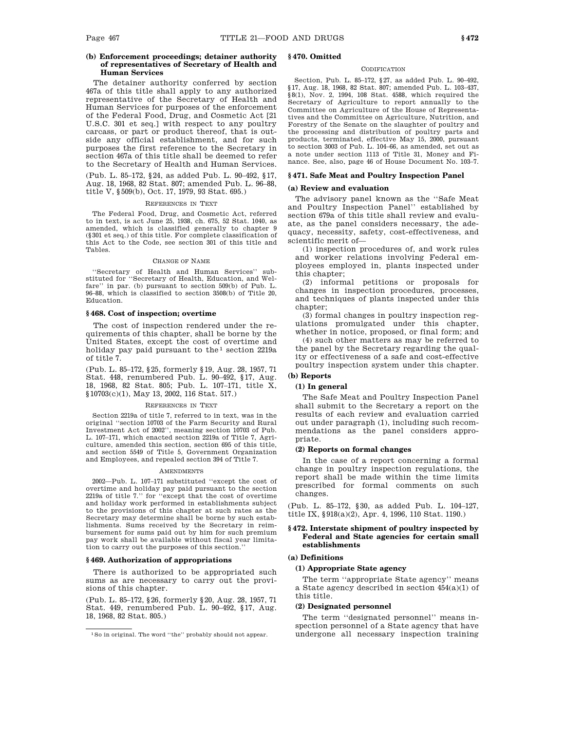**(b) Enforcement proceedings; detainer authority of representatives of Secretary of Health and Human Services**

The detainer authority conferred by section 467a of this title shall apply to any authorized representative of the Secretary of Health and Human Services for purposes of the enforcement of the Federal Food, Drug, and Cosmetic Act [21 U.S.C. 301 et seq.] with respect to any poultry carcass, or part or product thereof, that is outside any official establishment, and for such purposes the first reference to the Secretary in section 467a of this title shall be deemed to refer to the Secretary of Health and Human Services.

(Pub. L. 85–172, §24, as added Pub. L. 90–492, §17, Aug. 18, 1968, 82 Stat. 807; amended Pub. L. 96–88, title V, §509(b), Oct. 17, 1979, 93 Stat. 695.)

REFERENCES IN TEXT

The Federal Food, Drug, and Cosmetic Act, referred to in text, is act June 25, 1938, ch. 675, 52 Stat. 1040, as amended, which is classified generally to chapter 9 (§301 et seq.) of this title. For complete classification of this Act to the Code, see section 301 of this title and Tables.

CHANGE OF NAME

''Secretary of Health and Human Services'' substituted for ''Secretary of Health, Education, and Welfare'' in par. (b) pursuant to section 509(b) of Pub. L. 96–88, which is classified to section 3508(b) of Title 20, Education.

## §468. Cost of inspection; overtime

The cost of inspection rendered under the requirements of this chapter, shall be borne by the United States, except the cost of overtime and holiday pay paid pursuant to the[1] section 2219a of title 7.

(Pub. L. 85–172, §25, formerly §19, Aug. 28, 1957, 71 Stat. 448, renumbered Pub. L. 90–492, §17, Aug. 18, 1968, 82 Stat. 805; Pub. L. 107–171, title X, §10703(c)(1), May 13, 2002, 116 Stat. 517.)

REFERENCES IN TEXT

Section 2219a of title 7, referred to in text, was in the original ''section 10703 of the Farm Security and Rural Investment Act of 2002'', meaning section 10703 of Pub. L. 107–171, which enacted section 2219a of Title 7, Agriculture, amended this section, section 695 of this title, and section 5549 of Title 5, Government Organization and Employees, and repealed section 394 of Title 7.

AMENDMENTS

2002—Pub. L. 107–171 substituted ''except the cost of overtime and holiday pay paid pursuant to the section 2219a of title 7.'' for ''except that the cost of overtime and holiday work performed in establishments subject to the provisions of this chapter at such rates as the Secretary may determine shall be borne by such establishments. Sums received by the Secretary in reimbursement for sums paid out by him for such premium pay work shall be available without fiscal year limitation to carry out the purposes of this section.''

## §469. Authorization of appropriations

There is authorized to be appropriated such sums as are necessary to carry out the provisions of this chapter.

(Pub. L. 85–172, §26, formerly §20, Aug. 28, 1957, 71 Stat. 449, renumbered Pub. L. 90–492, §17, Aug. 18, 1968, 82 Stat. 805.)

[1] So in original. The word ''the'' probably should not appear.

## §470. Omitted

CODIFICATION

Section, Pub. L. 85–172, §27, as added Pub. L. 90–492, §17, Aug. 18, 1968, 82 Stat. 807; amended Pub. L. 103–437, §8(1), Nov. 2, 1994, 108 Stat. 4588, which required the Secretary of Agriculture to report annually to the Committee on Agriculture of the House of Representatives and the Committee on Agriculture, Nutrition, and Forestry of the Senate on the slaughter of poultry and the processing and distribution of poultry parts and products, terminated, effective May 15, 2000, pursuant to section 3003 of Pub. L. 104–66, as amended, set out as a note under section 1113 of Title 31, Money and Finance. See, also, page 46 of House Document No. 103–7.

## §471. Safe Meat and Poultry Inspection Panel

**(a) Review and evaluation**

The advisory panel known as the ''Safe Meat and Poultry Inspection Panel'' established by section 679a of this title shall review and evaluate, as the panel considers necessary, the adequacy, necessity, safety, cost-effectiveness, and scientific merit of—

(1) inspection procedures of, and work rules and worker relations involving Federal employees employed in, plants inspected under this chapter;

(2) informal petitions or proposals for changes in inspection procedures, processes, and techniques of plants inspected under this chapter;

(3) formal changes in poultry inspection regulations promulgated under this chapter, whether in notice, proposed, or final form; and

(4) such other matters as may be referred to the panel by the Secretary regarding the quality or effectiveness of a safe and cost-effective poultry inspection system under this chapter.

**(b) Reports**

**(1) In general**

The Safe Meat and Poultry Inspection Panel shall submit to the Secretary a report on the results of each review and evaluation carried out under paragraph (1), including such recommendations as the panel considers appropriate.

**(2) Reports on formal changes**

In the case of a report concerning a formal change in poultry inspection regulations, the report shall be made within the time limits prescribed for formal comments on such changes.

(Pub. L. 85–172, §30, as added Pub. L. 104–127, title IX, §918(a)(2), Apr. 4, 1996, 110 Stat. 1190.)

## §472. Interstate shipment of poultry inspected by Federal and State agencies for certain small establishments

**(a) Definitions**

**(1) Appropriate State agency**

The term ''appropriate State agency'' means a State agency described in section 454(a)(1) of this title.

**(2) Designated personnel**

The term ''designated personnel'' means inspection personnel of a State agency that have undergone all necessary inspection training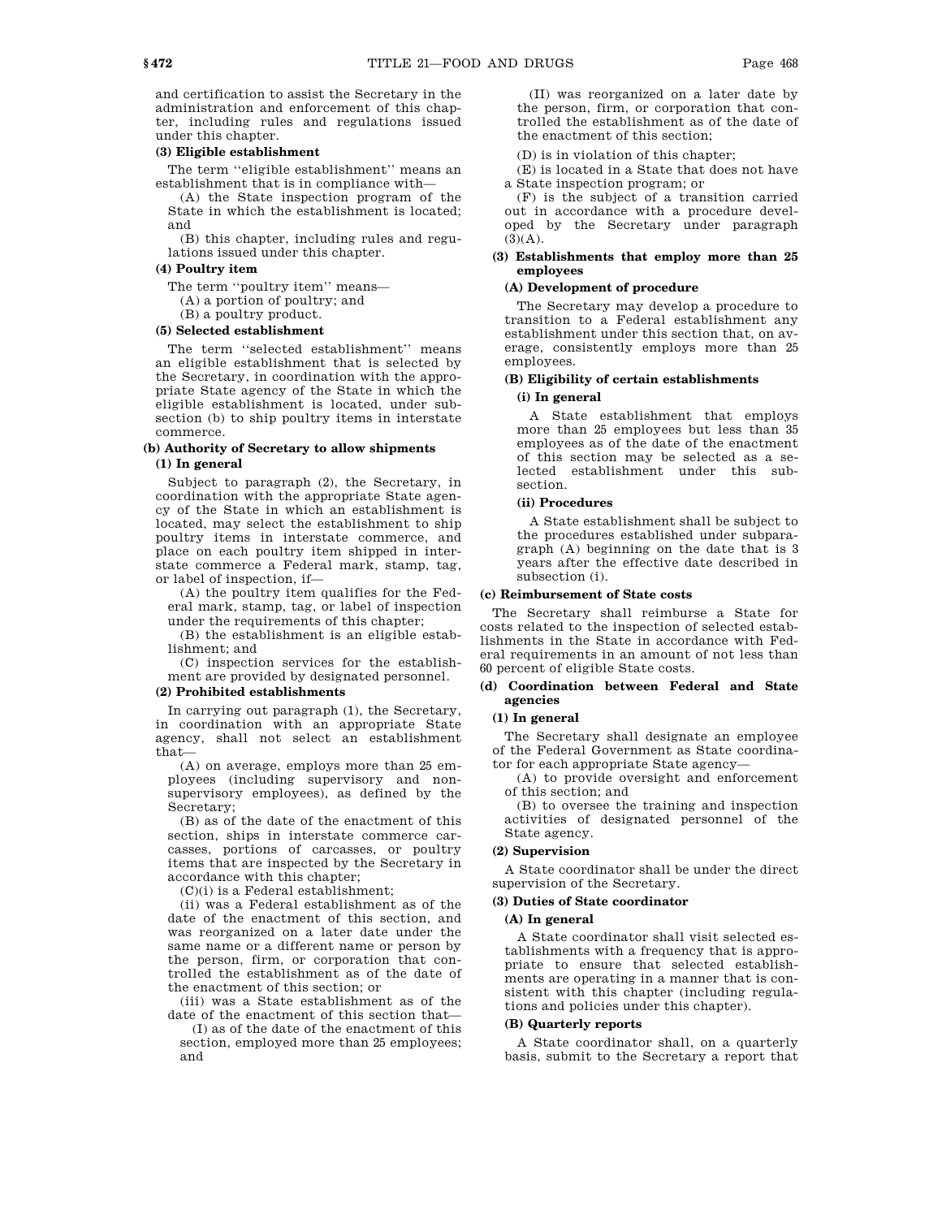and certification to assist the Secretary in the administration and enforcement of this chapter, including rules and regulations issued under this chapter.

**(3) Eligible establishment**

The term ''eligible establishment'' means an establishment that is in compliance with—

(A) the State inspection program of the State in which the establishment is located; and

(B) this chapter, including rules and regulations issued under this chapter.

**(4) Poultry item**

The term ''poultry item'' means—

(A) a portion of poultry; and

(B) a poultry product.

**(5) Selected establishment**

The term ''selected establishment'' means an eligible establishment that is selected by the Secretary, in coordination with the appropriate State agency of the State in which the eligible establishment is located, under subsection (b) to ship poultry items in interstate commerce.

**(b) Authority of Secretary to allow shipments**

**(1) In general**

Subject to paragraph (2), the Secretary, in coordination with the appropriate State agency of the State in which an establishment is located, may select the establishment to ship poultry items in interstate commerce, and place on each poultry item shipped in interstate commerce a Federal mark, stamp, tag, or label of inspection, if—

(A) the poultry item qualifies for the Federal mark, stamp, tag, or label of inspection under the requirements of this chapter;

(B) the establishment is an eligible establishment; and

(C) inspection services for the establishment are provided by designated personnel.

**(2) Prohibited establishments**

In carrying out paragraph (1), the Secretary, in coordination with an appropriate State agency, shall not select an establishment that—

(A) on average, employs more than 25 employees (including supervisory and nonsupervisory employees), as defined by the Secretary;

(B) as of the date of the enactment of this section, ships in interstate commerce carcasses, portions of carcasses, or poultry items that are inspected by the Secretary in accordance with this chapter;

(C)(i) is a Federal establishment;

(ii) was a Federal establishment as of the date of the enactment of this section, and was reorganized on a later date under the same name or a different name or person by the person, firm, or corporation that controlled the establishment as of the date of the enactment of this section; or

(iii) was a State establishment as of the date of the enactment of this section that—

(I) as of the date of the enactment of this section, employed more than 25 employees; and

(II) was reorganized on a later date by the person, firm, or corporation that controlled the establishment as of the date of the enactment of this section;

(D) is in violation of this chapter;

(E) is located in a State that does not have a State inspection program; or

(F) is the subject of a transition carried out in accordance with a procedure developed by the Secretary under paragraph (3)(A).

**(3) Establishments that employ more than 25 employees**

**(A) Development of procedure**

The Secretary may develop a procedure to transition to a Federal establishment any establishment under this section that, on average, consistently employs more than 25 employees.

**(B) Eligibility of certain establishments**

**(i) In general**

A State establishment that employs more than 25 employees but less than 35 employees as of the date of the enactment of this section may be selected as a selected establishment under this subsection.

**(ii) Procedures**

A State establishment shall be subject to the procedures established under subparagraph (A) beginning on the date that is 3 years after the effective date described in subsection (i).

**(c) Reimbursement of State costs**

The Secretary shall reimburse a State for costs related to the inspection of selected establishments in the State in accordance with Federal requirements in an amount of not less than 60 percent of eligible State costs.

**(d) Coordination between Federal and State agencies**

**(1) In general**

The Secretary shall designate an employee of the Federal Government as State coordinator for each appropriate State agency—

(A) to provide oversight and enforcement of this section; and

(B) to oversee the training and inspection activities of designated personnel of the State agency.

**(2) Supervision**

A State coordinator shall be under the direct supervision of the Secretary.

**(3) Duties of State coordinator**

**(A) In general**

A State coordinator shall visit selected establishments with a frequency that is appropriate to ensure that selected establishments are operating in a manner that is consistent with this chapter (including regulations and policies under this chapter).

**(B) Quarterly reports**

A State coordinator shall, on a quarterly basis, submit to the Secretary a report that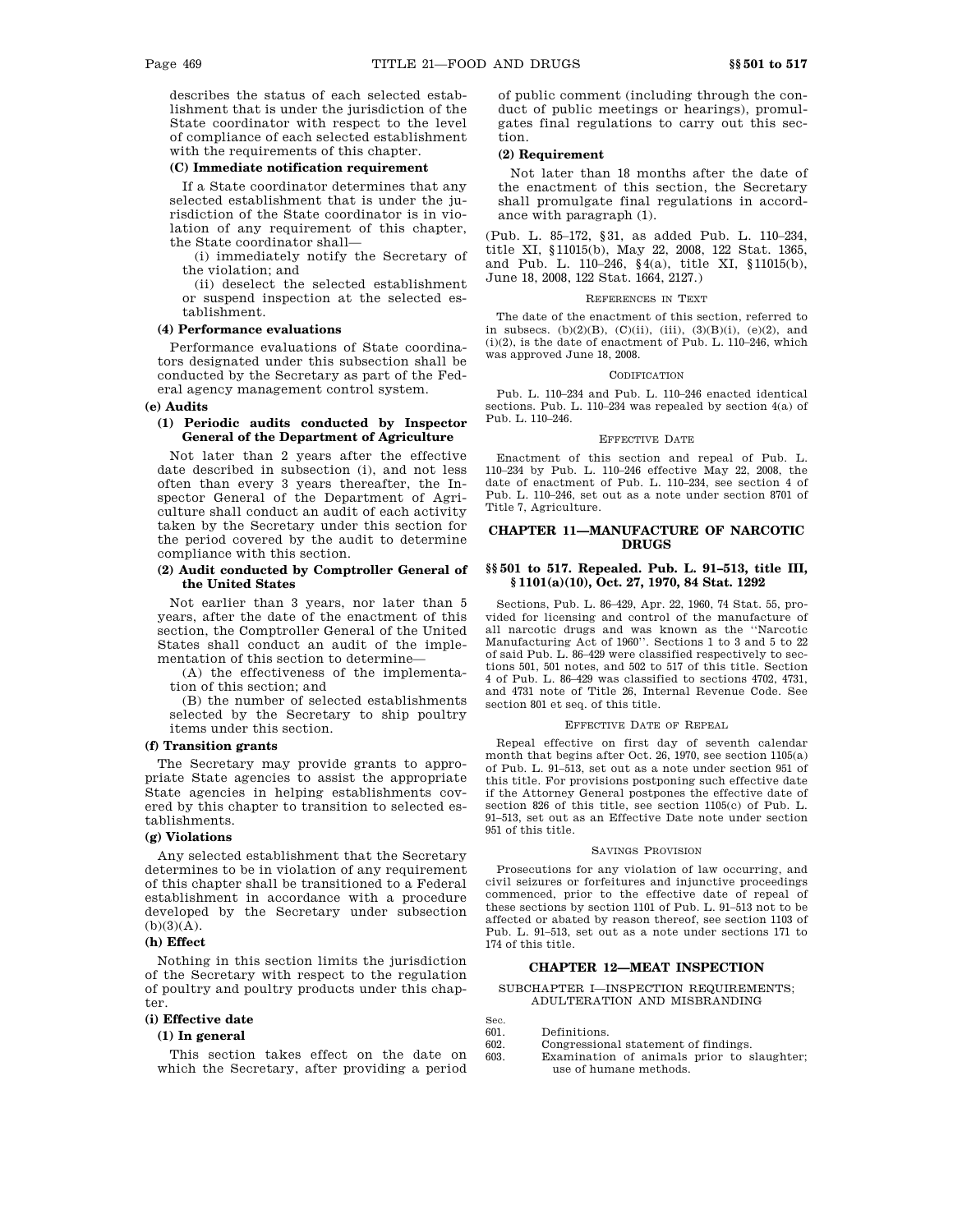describes the status of each selected establishment that is under the jurisdiction of the State coordinator with respect to the level of compliance of each selected establishment with the requirements of this chapter.

**(C) Immediate notification requirement**

If a State coordinator determines that any selected establishment that is under the jurisdiction of the State coordinator is in violation of any requirement of this chapter, the State coordinator shall—

(i) immediately notify the Secretary of the violation; and

(ii) deselect the selected establishment or suspend inspection at the selected establishment.

**(4) Performance evaluations**

Performance evaluations of State coordinators designated under this subsection shall be conducted by the Secretary as part of the Federal agency management control system.

**(e) Audits**

**(1) Periodic audits conducted by Inspector General of the Department of Agriculture**

Not later than 2 years after the effective date described in subsection (i), and not less often than every 3 years thereafter, the Inspector General of the Department of Agriculture shall conduct an audit of each activity taken by the Secretary under this section for the period covered by the audit to determine compliance with this section.

**(2) Audit conducted by Comptroller General of the United States**

Not earlier than 3 years, nor later than 5 years, after the date of the enactment of this section, the Comptroller General of the United States shall conduct an audit of the implementation of this section to determine—

(A) the effectiveness of the implementation of this section; and

(B) the number of selected establishments selected by the Secretary to ship poultry items under this section.

**(f) Transition grants**

The Secretary may provide grants to appropriate State agencies to assist the appropriate State agencies in helping establishments covered by this chapter to transition to selected establishments.

**(g) Violations**

Any selected establishment that the Secretary determines to be in violation of any requirement of this chapter shall be transitioned to a Federal establishment in accordance with a procedure developed by the Secretary under subsection (b)(3)(A).

**(h) Effect**

Nothing in this section limits the jurisdiction of the Secretary with respect to the regulation of poultry and poultry products under this chapter.

**(i) Effective date**

**(1) In general**

This section takes effect on the date on which the Secretary, after providing a period of public comment (including through the conduct of public meetings or hearings), promulgates final regulations to carry out this section.

**(2) Requirement**

Not later than 18 months after the date of the enactment of this section, the Secretary shall promulgate final regulations in accordance with paragraph (1).

(Pub. L. 85–172, §31, as added Pub. L. 110–234, title XI, §11015(b), May 22, 2008, 122 Stat. 1365, and Pub. L. 110–246, §4(a), title XI, §11015(b), June 18, 2008, 122 Stat. 1664, 2127.)

REFERENCES IN TEXT

The date of the enactment of this section, referred to in subsecs. (b)(2)(B), (C)(ii), (iii), (3)(B)(i), (e)(2), and (i)(2), is the date of enactment of Pub. L. 110–246, which was approved June 18, 2008.

CODIFICATION

Pub. L. 110–234 and Pub. L. 110–246 enacted identical sections. Pub. L. 110–234 was repealed by section 4(a) of Pub. L. 110–246.

EFFECTIVE DATE

Enactment of this section and repeal of Pub. L. 110–234 by Pub. L. 110–246 effective May 22, 2008, the date of enactment of Pub. L. 110–234, see section 4 of Pub. L. 110–246, set out as a note under section 8701 of Title 7, Agriculture.

## CHAPTER 11—MANUFACTURE OF NARCOTIC DRUGS

### §§501 to 517. Repealed. Pub. L. 91–513, title III, §1101(a)(10), Oct. 27, 1970, 84 Stat. 1292

Sections, Pub. L. 86–429, Apr. 22, 1960, 74 Stat. 55, provided for licensing and control of the manufacture of all narcotic drugs and was known as the ''Narcotic Manufacturing Act of 1960''. Sections 1 to 3 and 5 to 22 of said Pub. L. 86–429 were classified respectively to sections 501, 501 notes, and 502 to 517 of this title. Section 4 of Pub. L. 86–429 was classified to sections 4702, 4731, and 4731 note of Title 26, Internal Revenue Code. See section 801 et seq. of this title.

EFFECTIVE DATE OF REPEAL

Repeal effective on first day of seventh calendar month that begins after Oct. 26, 1970, see section 1105(a) of Pub. L. 91–513, set out as a note under section 951 of this title. For provisions postponing such effective date if the Attorney General postpones the effective date of section 826 of this title, see section 1105(c) of Pub. L. 91–513, set out as an Effective Date note under section 951 of this title.

SAVINGS PROVISION

Prosecutions for any violation of law occurring, and civil seizures or forfeitures and injunctive proceedings commenced, prior to the effective date of repeal of these sections by section 1101 of Pub. L. 91–513 not to be affected or abated by reason thereof, see section 1103 of Pub. L. 91–513, set out as a note under sections 171 to 174 of this title.

## CHAPTER 12—MEAT INSPECTION

SUBCHAPTER I—INSPECTION REQUIREMENTS; ADULTERATION AND MISBRANDING

| Sec. | |
|---|---|
| 601. | Definitions. |
| 602. | Congressional statement of findings. |
| 603. | Examination of animals prior to slaughter; use of humane methods. |